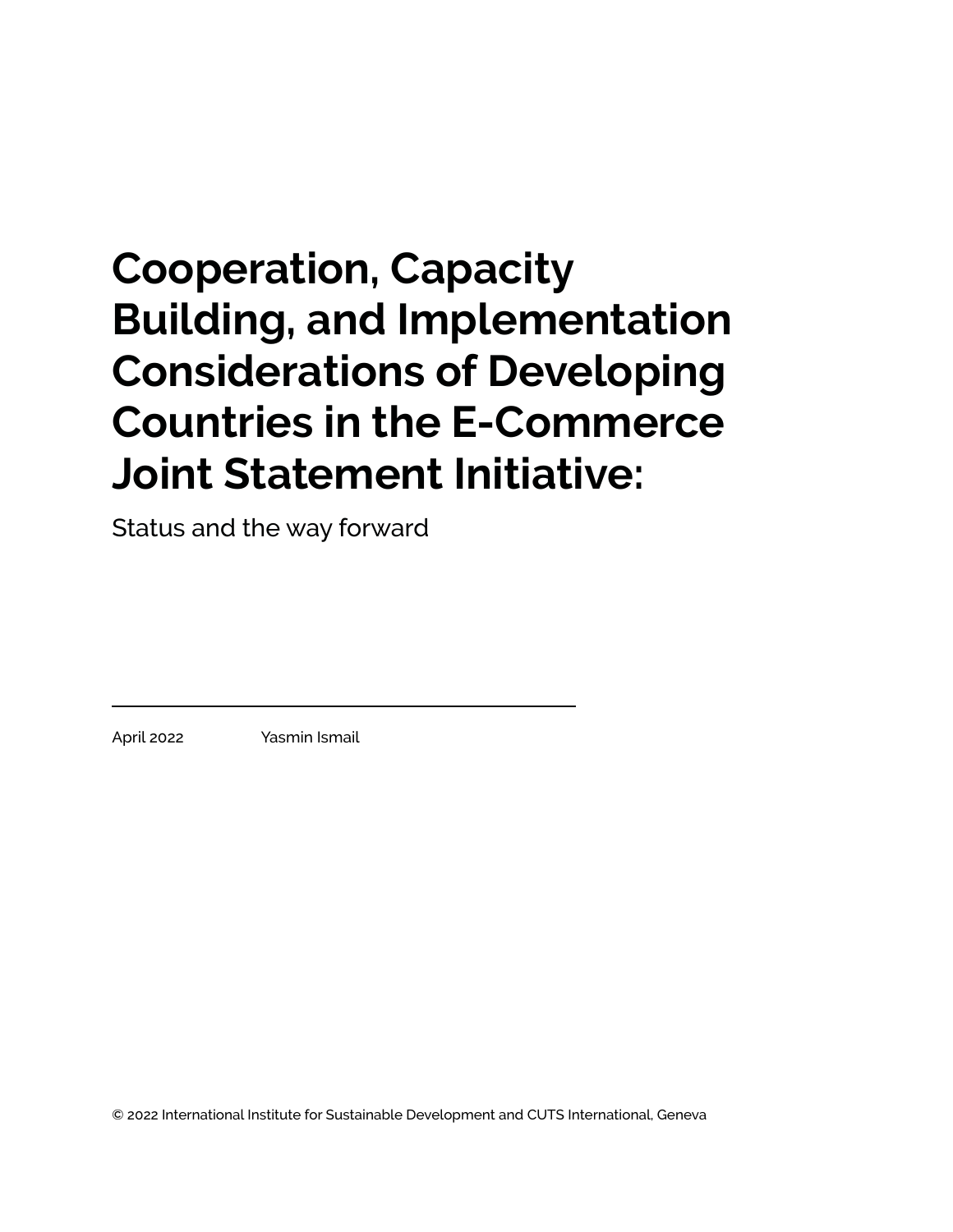# Cooperation, Capacity Building, and Implementation Considerations of Developing Countries in the E-Commerce Joint Statement Initiative:

Status and the way forward

April 2022 Yasmin Ismail

© 2022 International Institute for Sustainable Development and CUTS International, Geneva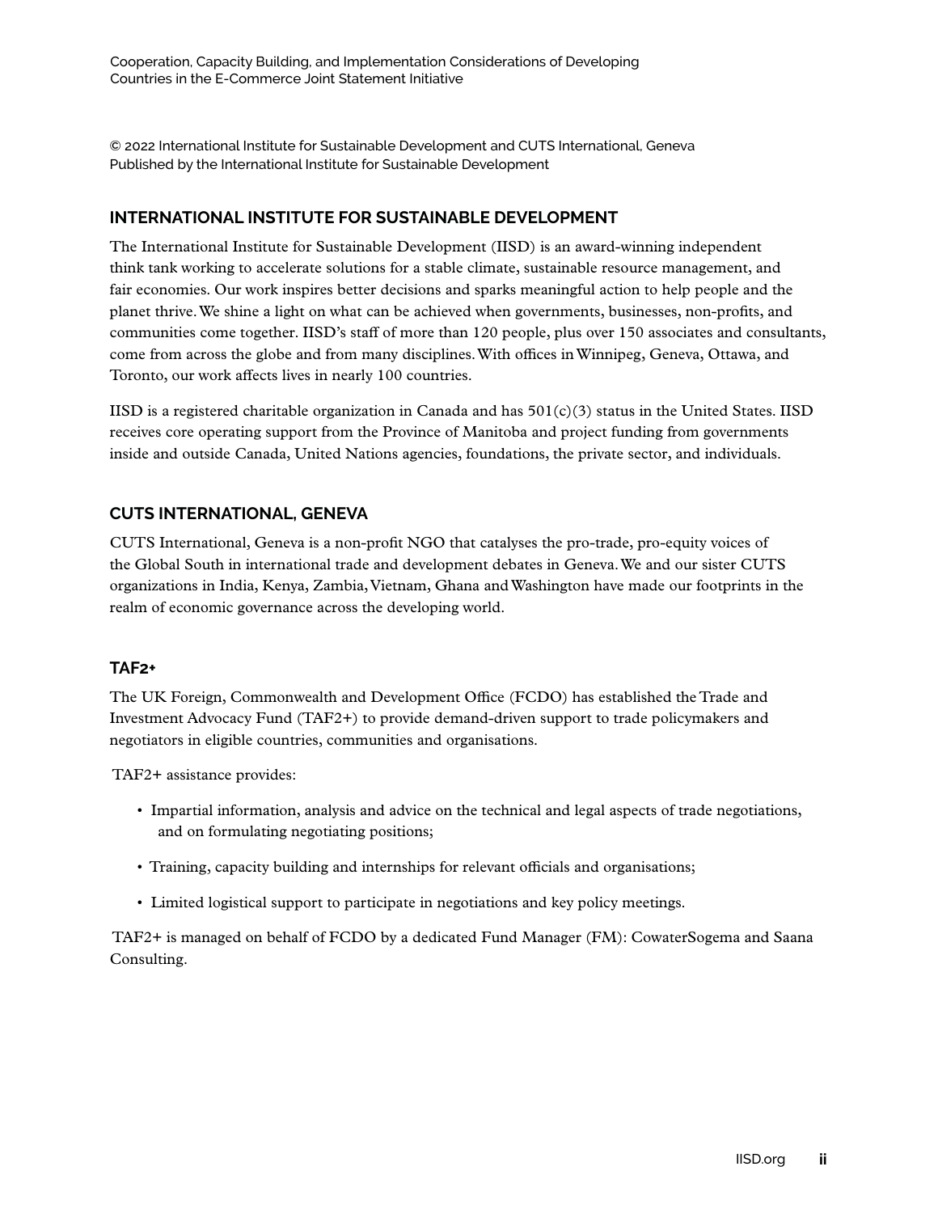© 2022 International Institute for Sustainable Development and CUTS International, Geneva
Published by the International Institute for Sustainable Development

## INTERNATIONAL INSTITUTE FOR SUSTAINABLE DEVELOPMENT

The International Institute for Sustainable Development (IISD) is an award-winning independent think tank working to accelerate solutions for a stable climate, sustainable resource management, and fair economies. Our work inspires better decisions and sparks meaningful action to help people and the planet thrive. We shine a light on what can be achieved when governments, businesses, non-profits, and communities come together. IISD's staff of more than 120 people, plus over 150 associates and consultants, come from across the globe and from many disciplines. With offices in Winnipeg, Geneva, Ottawa, and Toronto, our work affects lives in nearly 100 countries.

IISD is a registered charitable organization in Canada and has 501(c)(3) status in the United States. IISD receives core operating support from the Province of Manitoba and project funding from governments inside and outside Canada, United Nations agencies, foundations, the private sector, and individuals.

## CUTS INTERNATIONAL, GENEVA

CUTS International, Geneva is a non-profit NGO that catalyses the pro-trade, pro-equity voices of the Global South in international trade and development debates in Geneva. We and our sister CUTS organizations in India, Kenya, Zambia, Vietnam, Ghana and Washington have made our footprints in the realm of economic governance across the developing world.

## TAF2+

The UK Foreign, Commonwealth and Development Office (FCDO) has established the Trade and Investment Advocacy Fund (TAF2+) to provide demand-driven support to trade policymakers and negotiators in eligible countries, communities and organisations.

TAF2+ assistance provides:

- Impartial information, analysis and advice on the technical and legal aspects of trade negotiations, and on formulating negotiating positions;
- Training, capacity building and internships for relevant officials and organisations;
- Limited logistical support to participate in negotiations and key policy meetings.

TAF2+ is managed on behalf of FCDO by a dedicated Fund Manager (FM): CowaterSogema and Saana Consulting.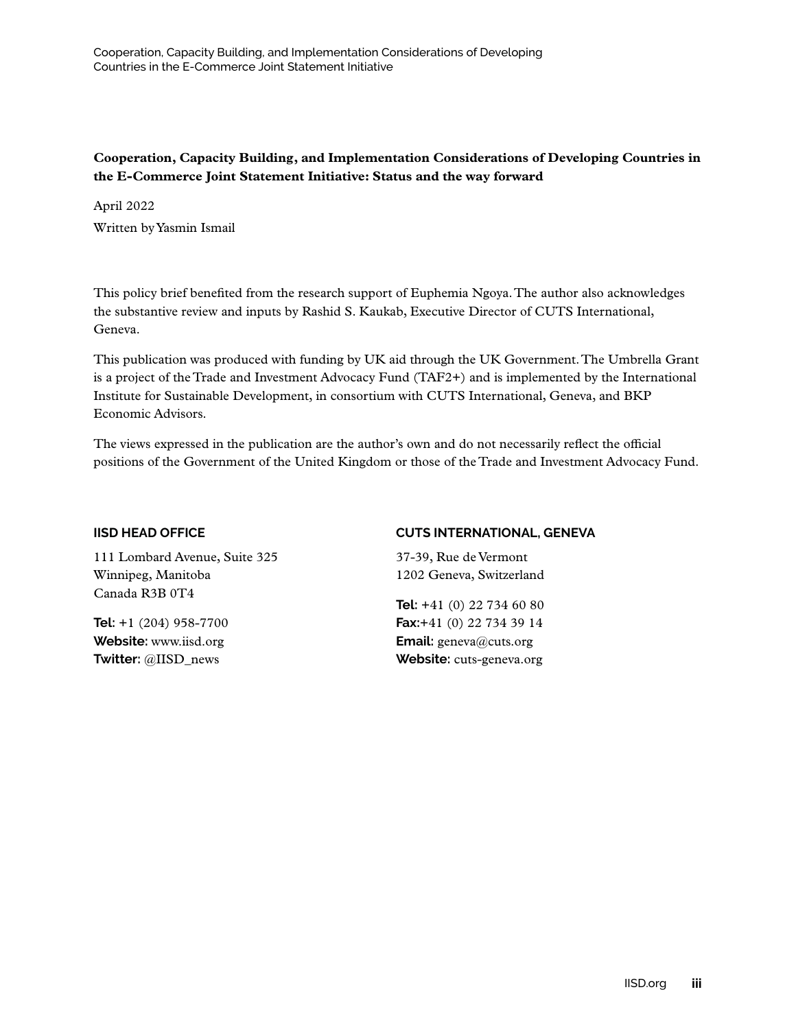**Cooperation, Capacity Building, and Implementation Considerations of Developing Countries in the E-Commerce Joint Statement Initiative: Status and the way forward**

April 2022

Written by Yasmin Ismail

This policy brief benefited from the research support of Euphemia Ngoya. The author also acknowledges the substantive review and inputs by Rashid S. Kaukab, Executive Director of CUTS International, Geneva.

This publication was produced with funding by UK aid through the UK Government. The Umbrella Grant is a project of the Trade and Investment Advocacy Fund (TAF2+) and is implemented by the International Institute for Sustainable Development, in consortium with CUTS International, Geneva, and BKP Economic Advisors.

The views expressed in the publication are the author's own and do not necessarily reflect the official positions of the Government of the United Kingdom or those of the Trade and Investment Advocacy Fund.

**IISD HEAD OFFICE**

111 Lombard Avenue, Suite 325
Winnipeg, Manitoba
Canada R3B 0T4

**Tel:** +1 (204) 958-7700
**Website:** www.iisd.org
**Twitter:** @IISD_news

**CUTS INTERNATIONAL, GENEVA**

37-39, Rue de Vermont
1202 Geneva, Switzerland

**Tel:** +41 (0) 22 734 60 80
**Fax**:+41 (0) 22 734 39 14
**Email:** geneva@cuts.org
**Website:** cuts-geneva.org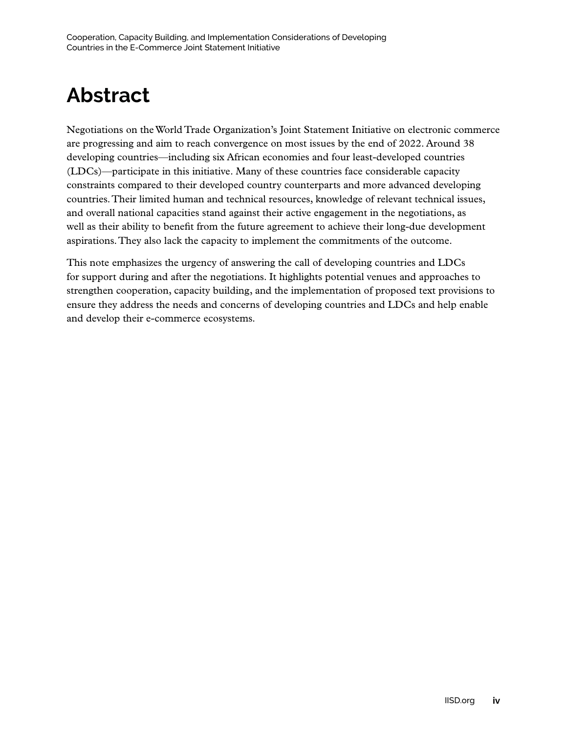# Abstract

Negotiations on the World Trade Organization's Joint Statement Initiative on electronic commerce are progressing and aim to reach convergence on most issues by the end of 2022. Around 38 developing countries—including six African economies and four least-developed countries (LDCs)—participate in this initiative. Many of these countries face considerable capacity constraints compared to their developed country counterparts and more advanced developing countries. Their limited human and technical resources, knowledge of relevant technical issues, and overall national capacities stand against their active engagement in the negotiations, as well as their ability to benefit from the future agreement to achieve their long-due development aspirations. They also lack the capacity to implement the commitments of the outcome.

This note emphasizes the urgency of answering the call of developing countries and LDCs for support during and after the negotiations. It highlights potential venues and approaches to strengthen cooperation, capacity building, and the implementation of proposed text provisions to ensure they address the needs and concerns of developing countries and LDCs and help enable and develop their e-commerce ecosystems.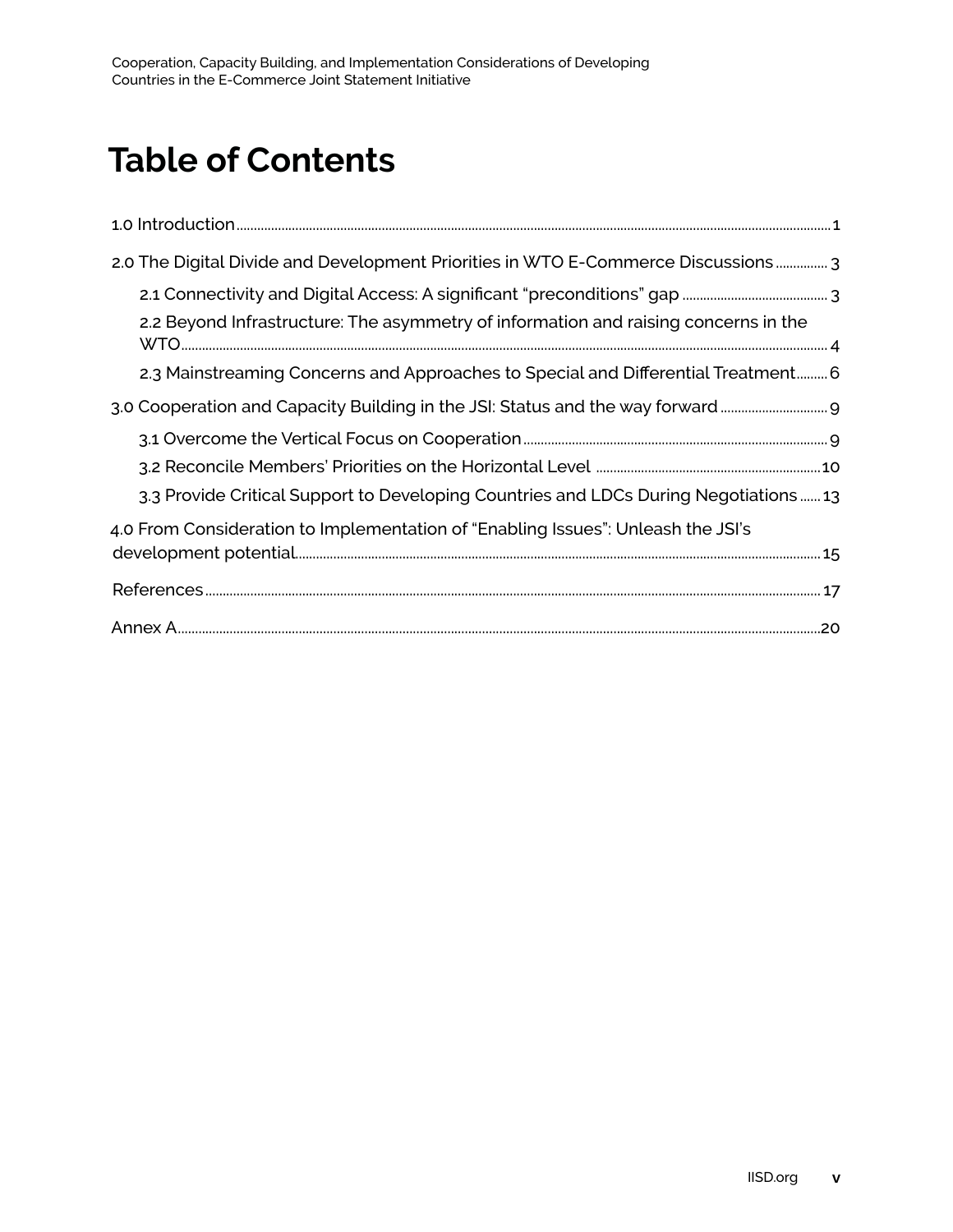# Table of Contents

1.0 Introduction ..... 1

2.0 The Digital Divide and Development Priorities in WTO E-Commerce Discussions ..... 3

- 2.1 Connectivity and Digital Access: A significant "preconditions" gap ..... 3
- 2.2 Beyond Infrastructure: The asymmetry of information and raising concerns in the WTO ..... 4
- 2.3 Mainstreaming Concerns and Approaches to Special and Differential Treatment ..... 6

3.0 Cooperation and Capacity Building in the JSI: Status and the way forward ..... 9

- 3.1 Overcome the Vertical Focus on Cooperation ..... 9
- 3.2 Reconcile Members' Priorities on the Horizontal Level ..... 10
- 3.3 Provide Critical Support to Developing Countries and LDCs During Negotiations ..... 13

4.0 From Consideration to Implementation of "Enabling Issues": Unleash the JSI's development potential ..... 15

References ..... 17

Annex A ..... 20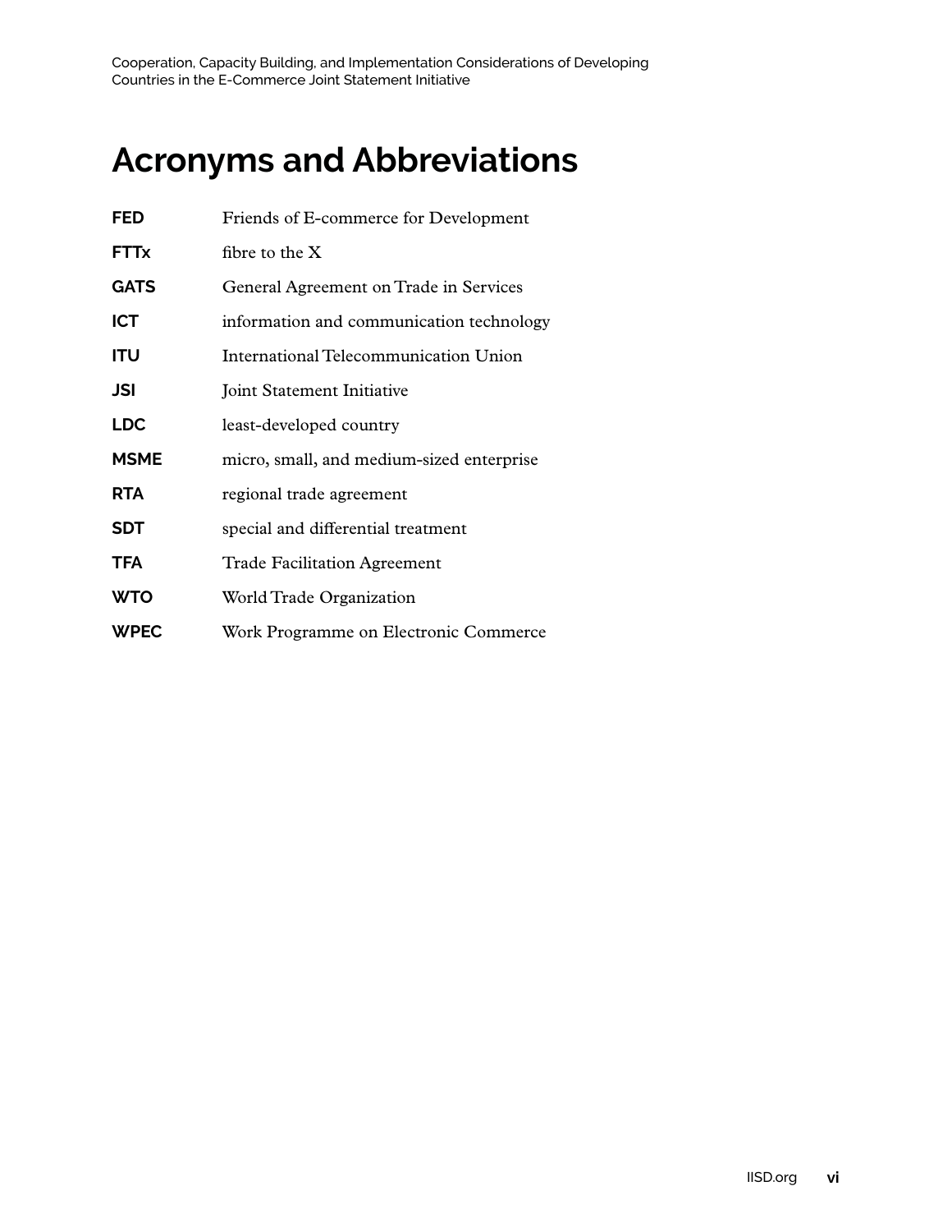# Acronyms and Abbreviations

| | |
|---|---|
| **FED** | Friends of E-commerce for Development |
| **FTTx** | fibre to the X |
| **GATS** | General Agreement on Trade in Services |
| **ICT** | information and communication technology |
| **ITU** | International Telecommunication Union |
| **JSI** | Joint Statement Initiative |
| **LDC** | least-developed country |
| **MSME** | micro, small, and medium-sized enterprise |
| **RTA** | regional trade agreement |
| **SDT** | special and differential treatment |
| **TFA** | Trade Facilitation Agreement |
| **WTO** | World Trade Organization |
| **WPEC** | Work Programme on Electronic Commerce |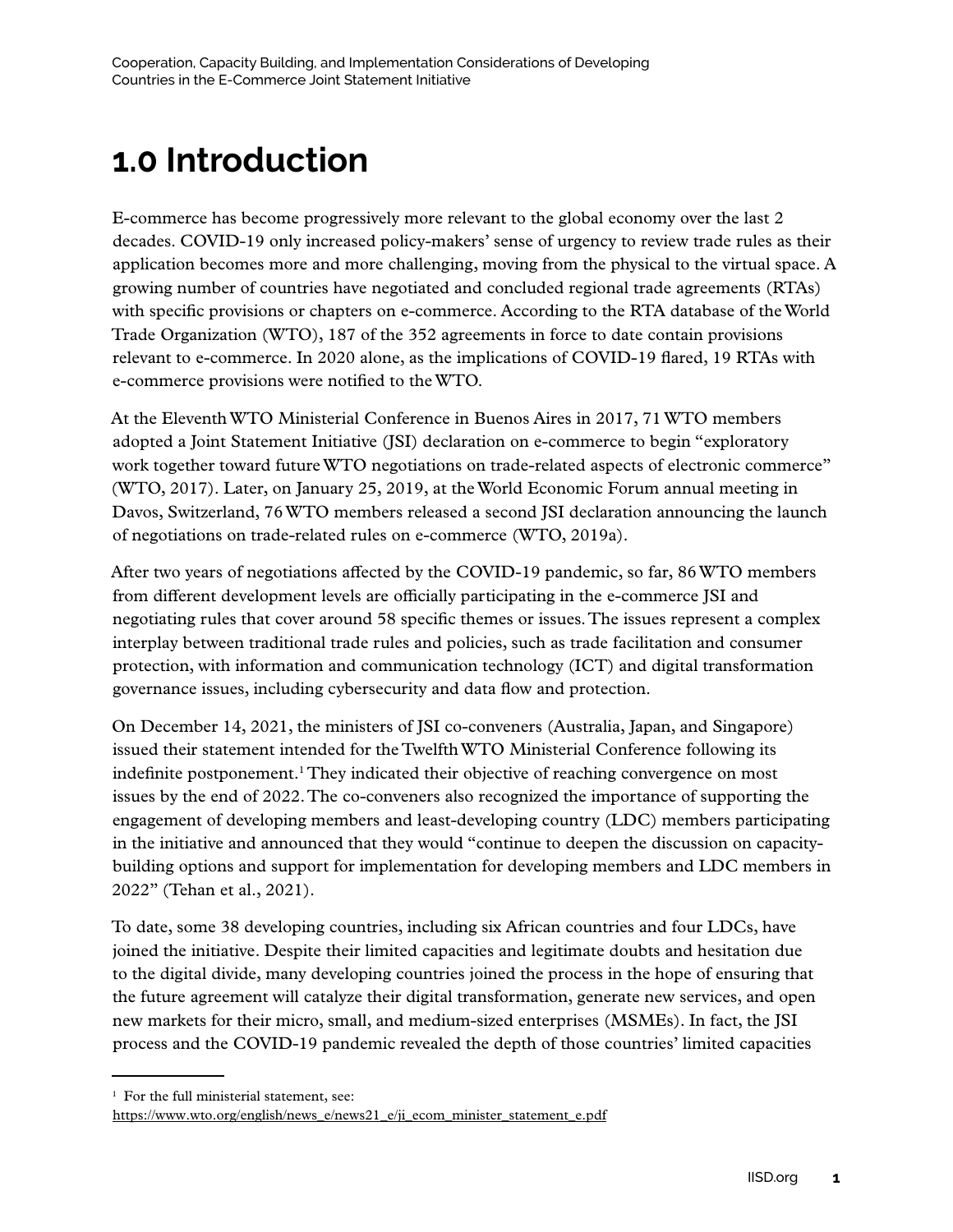# 1.0 Introduction

E-commerce has become progressively more relevant to the global economy over the last 2 decades. COVID-19 only increased policy-makers' sense of urgency to review trade rules as their application becomes more and more challenging, moving from the physical to the virtual space. A growing number of countries have negotiated and concluded regional trade agreements (RTAs) with specific provisions or chapters on e-commerce. According to the RTA database of the World Trade Organization (WTO), 187 of the 352 agreements in force to date contain provisions relevant to e-commerce. In 2020 alone, as the implications of COVID-19 flared, 19 RTAs with e-commerce provisions were notified to the WTO.

At the Eleventh WTO Ministerial Conference in Buenos Aires in 2017, 71 WTO members adopted a Joint Statement Initiative (JSI) declaration on e-commerce to begin "exploratory work together toward future WTO negotiations on trade-related aspects of electronic commerce" (WTO, 2017). Later, on January 25, 2019, at the World Economic Forum annual meeting in Davos, Switzerland, 76 WTO members released a second JSI declaration announcing the launch of negotiations on trade-related rules on e-commerce (WTO, 2019a).

After two years of negotiations affected by the COVID-19 pandemic, so far, 86 WTO members from different development levels are officially participating in the e-commerce JSI and negotiating rules that cover around 58 specific themes or issues. The issues represent a complex interplay between traditional trade rules and policies, such as trade facilitation and consumer protection, with information and communication technology (ICT) and digital transformation governance issues, including cybersecurity and data flow and protection.

On December 14, 2021, the ministers of JSI co-conveners (Australia, Japan, and Singapore) issued their statement intended for the Twelfth WTO Ministerial Conference following its indefinite postponement.[1] They indicated their objective of reaching convergence on most issues by the end of 2022. The co-conveners also recognized the importance of supporting the engagement of developing members and least-developing country (LDC) members participating in the initiative and announced that they would "continue to deepen the discussion on capacity-building options and support for implementation for developing members and LDC members in 2022" (Tehan et al., 2021).

To date, some 38 developing countries, including six African countries and four LDCs, have joined the initiative. Despite their limited capacities and legitimate doubts and hesitation due to the digital divide, many developing countries joined the process in the hope of ensuring that the future agreement will catalyze their digital transformation, generate new services, and open new markets for their micro, small, and medium-sized enterprises (MSMEs). In fact, the JSI process and the COVID-19 pandemic revealed the depth of those countries' limited capacities

---

[1] For the full ministerial statement, see: https://www.wto.org/english/news_e/news21_e/ji_ecom_minister_statement_e.pdf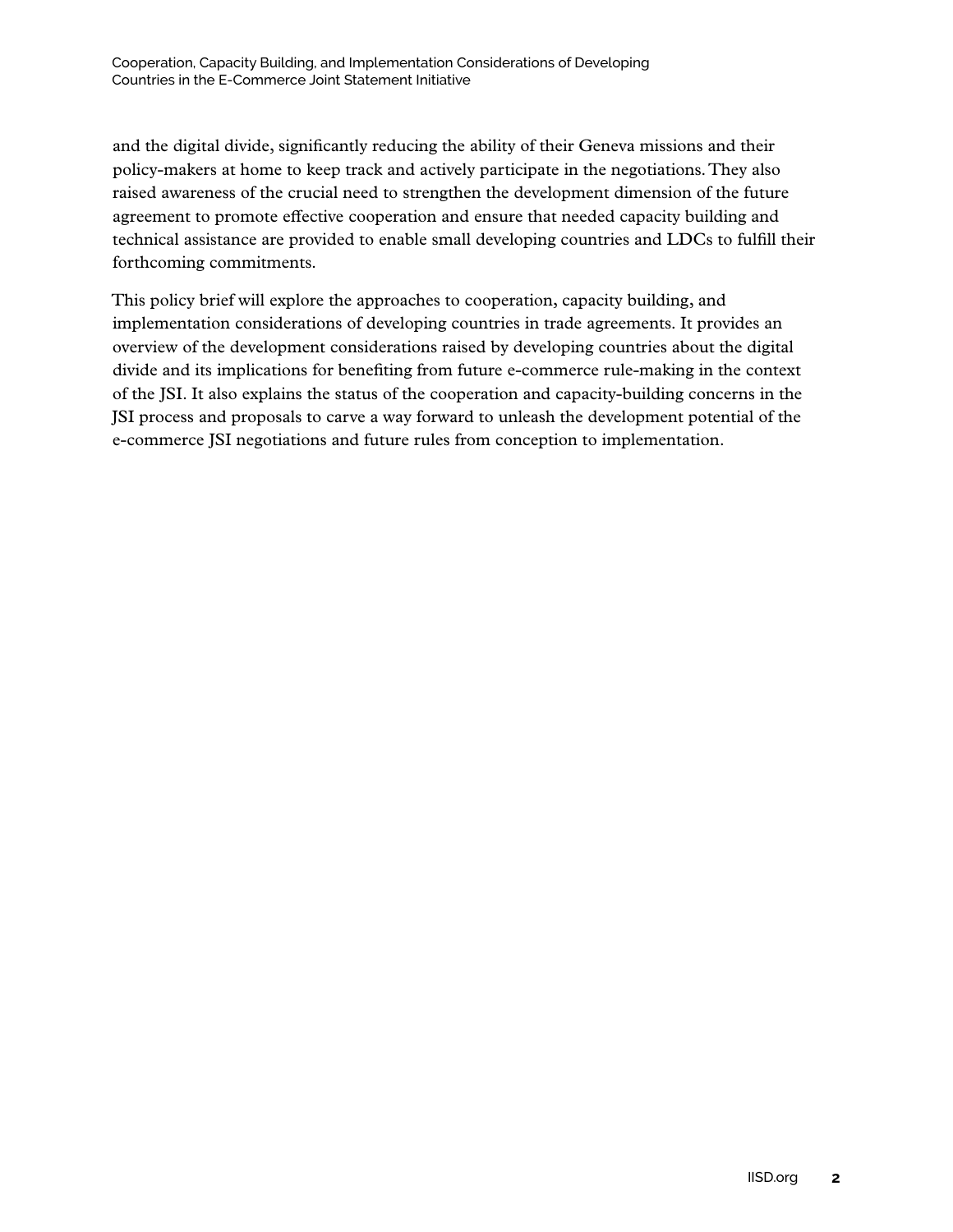and the digital divide, significantly reducing the ability of their Geneva missions and their policy-makers at home to keep track and actively participate in the negotiations. They also raised awareness of the crucial need to strengthen the development dimension of the future agreement to promote effective cooperation and ensure that needed capacity building and technical assistance are provided to enable small developing countries and LDCs to fulfill their forthcoming commitments.

This policy brief will explore the approaches to cooperation, capacity building, and implementation considerations of developing countries in trade agreements. It provides an overview of the development considerations raised by developing countries about the digital divide and its implications for benefiting from future e-commerce rule-making in the context of the JSI. It also explains the status of the cooperation and capacity-building concerns in the JSI process and proposals to carve a way forward to unleash the development potential of the e-commerce JSI negotiations and future rules from conception to implementation.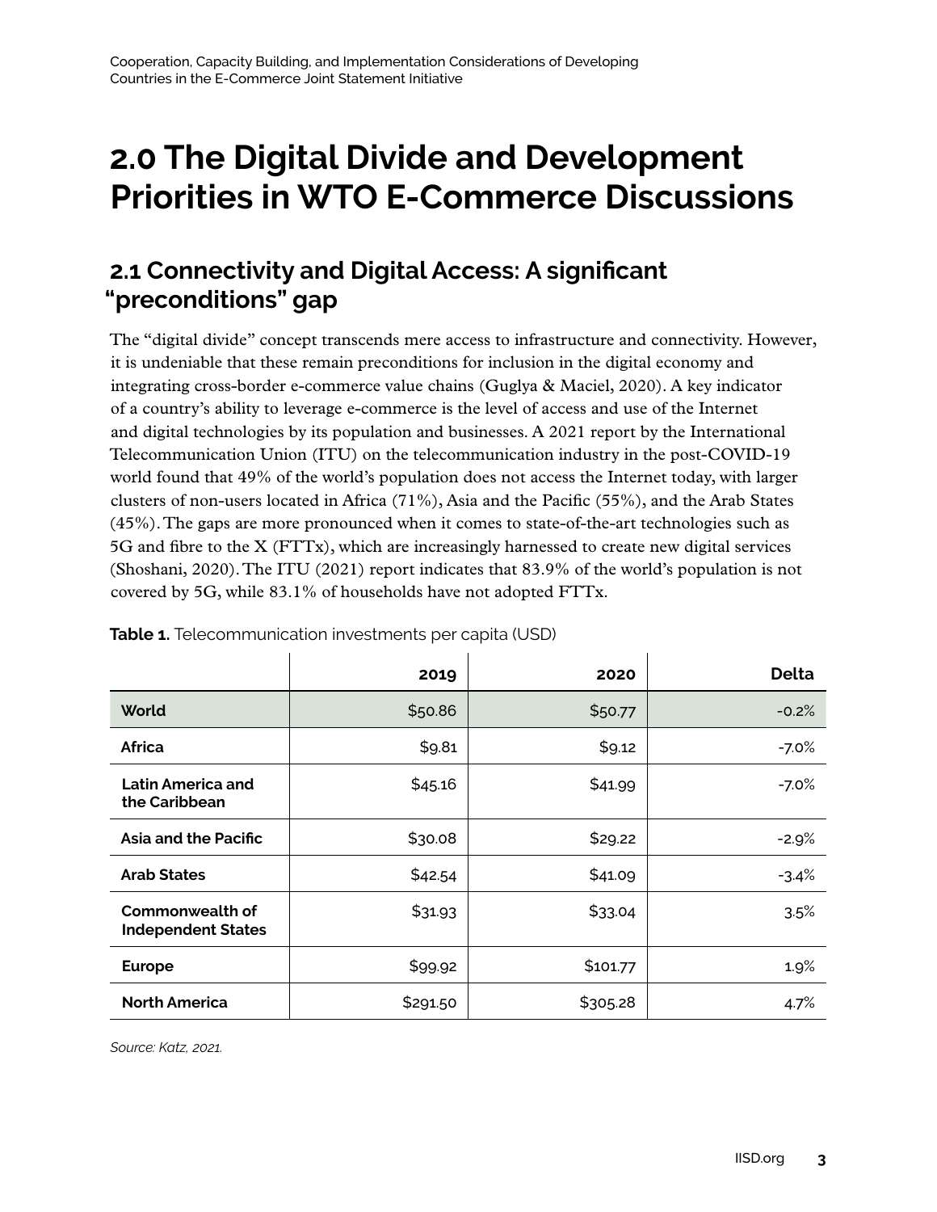# 2.0 The Digital Divide and Development Priorities in WTO E-Commerce Discussions

## 2.1 Connectivity and Digital Access: A significant "preconditions" gap

The "digital divide" concept transcends mere access to infrastructure and connectivity. However, it is undeniable that these remain preconditions for inclusion in the digital economy and integrating cross-border e-commerce value chains (Guglya & Maciel, 2020). A key indicator of a country's ability to leverage e-commerce is the level of access and use of the Internet and digital technologies by its population and businesses. A 2021 report by the International Telecommunication Union (ITU) on the telecommunication industry in the post-COVID-19 world found that 49% of the world's population does not access the Internet today, with larger clusters of non-users located in Africa (71%), Asia and the Pacific (55%), and the Arab States (45%). The gaps are more pronounced when it comes to state-of-the-art technologies such as 5G and fibre to the X (FTTx), which are increasingly harnessed to create new digital services (Shoshani, 2020). The ITU (2021) report indicates that 83.9% of the world's population is not covered by 5G, while 83.1% of households have not adopted FTTx.

**Table 1.** Telecommunication investments per capita (USD)

| | 2019 | 2020 | Delta |
|---|---|---|---|
| **World** | $50.86 | $50.77 | -0.2% |
| **Africa** | $9.81 | $9.12 | -7.0% |
| **Latin America and the Caribbean** | $45.16 | $41.99 | -7.0% |
| **Asia and the Pacific** | $30.08 | $29.22 | -2.9% |
| **Arab States** | $42.54 | $41.09 | -3.4% |
| **Commonwealth of Independent States** | $31.93 | $33.04 | 3.5% |
| **Europe** | $99.92 | $101.77 | 1.9% |
| **North America** | $291.50 | $305.28 | 4.7% |

*Source: Katz, 2021.*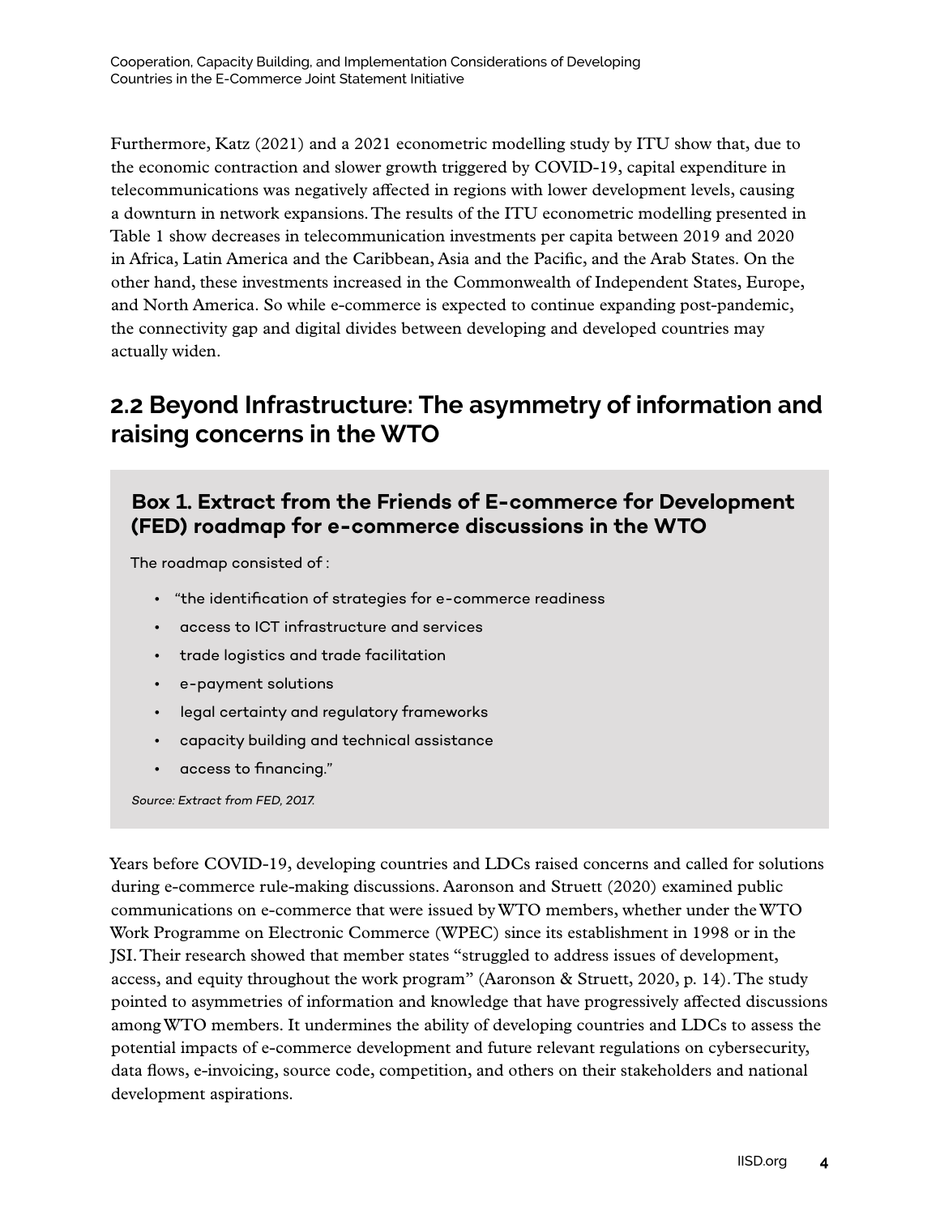Furthermore, Katz (2021) and a 2021 econometric modelling study by ITU show that, due to the economic contraction and slower growth triggered by COVID-19, capital expenditure in telecommunications was negatively affected in regions with lower development levels, causing a downturn in network expansions. The results of the ITU econometric modelling presented in Table 1 show decreases in telecommunication investments per capita between 2019 and 2020 in Africa, Latin America and the Caribbean, Asia and the Pacific, and the Arab States. On the other hand, these investments increased in the Commonwealth of Independent States, Europe, and North America. So while e-commerce is expected to continue expanding post-pandemic, the connectivity gap and digital divides between developing and developed countries may actually widen.

## 2.2 Beyond Infrastructure: The asymmetry of information and raising concerns in the WTO

### Box 1. Extract from the Friends of E-commerce for Development (FED) roadmap for e-commerce discussions in the WTO

The roadmap consisted of :

- "the identification of strategies for e-commerce readiness
- access to ICT infrastructure and services
- trade logistics and trade facilitation
- e-payment solutions
- legal certainty and regulatory frameworks
- capacity building and technical assistance
- access to financing."

*Source: Extract from FED, 2017.*

Years before COVID-19, developing countries and LDCs raised concerns and called for solutions during e-commerce rule-making discussions. Aaronson and Struett (2020) examined public communications on e-commerce that were issued by WTO members, whether under the WTO Work Programme on Electronic Commerce (WPEC) since its establishment in 1998 or in the JSI. Their research showed that member states "struggled to address issues of development, access, and equity throughout the work program" (Aaronson & Struett, 2020, p. 14). The study pointed to asymmetries of information and knowledge that have progressively affected discussions among WTO members. It undermines the ability of developing countries and LDCs to assess the potential impacts of e-commerce development and future relevant regulations on cybersecurity, data flows, e-invoicing, source code, competition, and others on their stakeholders and national development aspirations.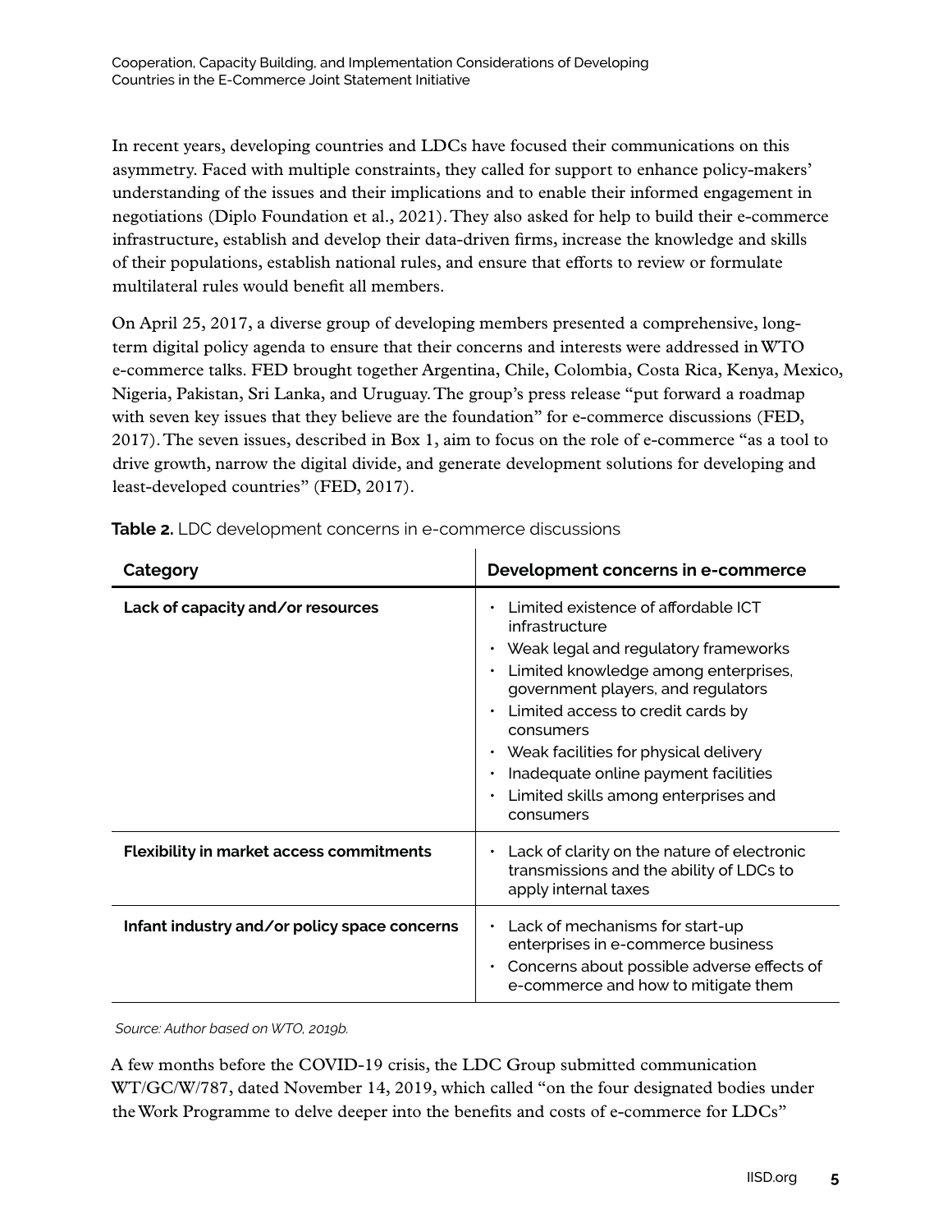In recent years, developing countries and LDCs have focused their communications on this asymmetry. Faced with multiple constraints, they called for support to enhance policy-makers' understanding of the issues and their implications and to enable their informed engagement in negotiations (Diplo Foundation et al., 2021). They also asked for help to build their e-commerce infrastructure, establish and develop their data-driven firms, increase the knowledge and skills of their populations, establish national rules, and ensure that efforts to review or formulate multilateral rules would benefit all members.

On April 25, 2017, a diverse group of developing members presented a comprehensive, long-term digital policy agenda to ensure that their concerns and interests were addressed in WTO e-commerce talks. FED brought together Argentina, Chile, Colombia, Costa Rica, Kenya, Mexico, Nigeria, Pakistan, Sri Lanka, and Uruguay. The group's press release "put forward a roadmap with seven key issues that they believe are the foundation" for e-commerce discussions (FED, 2017). The seven issues, described in Box 1, aim to focus on the role of e-commerce "as a tool to drive growth, narrow the digital divide, and generate development solutions for developing and least-developed countries" (FED, 2017).

**Table 2.** LDC development concerns in e-commerce discussions

| Category | Development concerns in e-commerce |
|---|---|
| **Lack of capacity and/or resources** | • Limited existence of affordable ICT infrastructure<br>• Weak legal and regulatory frameworks<br>• Limited knowledge among enterprises, government players, and regulators<br>• Limited access to credit cards by consumers<br>• Weak facilities for physical delivery<br>• Inadequate online payment facilities<br>• Limited skills among enterprises and consumers |
| **Flexibility in market access commitments** | • Lack of clarity on the nature of electronic transmissions and the ability of LDCs to apply internal taxes |
| **Infant industry and/or policy space concerns** | • Lack of mechanisms for start-up enterprises in e-commerce business<br>• Concerns about possible adverse effects of e-commerce and how to mitigate them |

*Source: Author based on WTO, 2019b.*

A few months before the COVID-19 crisis, the LDC Group submitted communication WT/GC/W/787, dated November 14, 2019, which called "on the four designated bodies under the Work Programme to delve deeper into the benefits and costs of e-commerce for LDCs"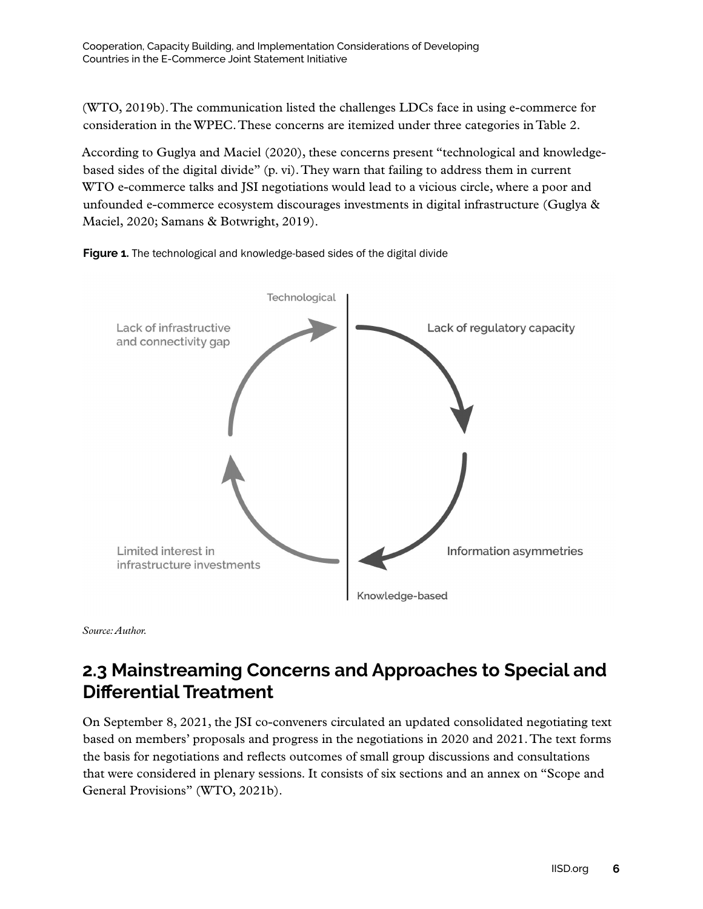(WTO, 2019b). The communication listed the challenges LDCs face in using e-commerce for consideration in the WPEC. These concerns are itemized under three categories in Table 2.

According to Guglya and Maciel (2020), these concerns present "technological and knowledge-based sides of the digital divide" (p. vi). They warn that failing to address them in current WTO e-commerce talks and JSI negotiations would lead to a vicious circle, where a poor and unfounded e-commerce ecosystem discourages investments in digital infrastructure (Guglya & Maciel, 2020; Samans & Botwright, 2019).

**Figure 1.** The technological and knowledge-based sides of the digital divide

Technological

Lack of infrastructive and connectivity gap

Lack of regulatory capacity

Information asymmetries

Limited interest in infrastructure investments

Knowledge-based

*Source: Author.*

## 2.3 Mainstreaming Concerns and Approaches to Special and Differential Treatment

On September 8, 2021, the JSI co-conveners circulated an updated consolidated negotiating text based on members' proposals and progress in the negotiations in 2020 and 2021. The text forms the basis for negotiations and reflects outcomes of small group discussions and consultations that were considered in plenary sessions. It consists of six sections and an annex on "Scope and General Provisions" (WTO, 2021b).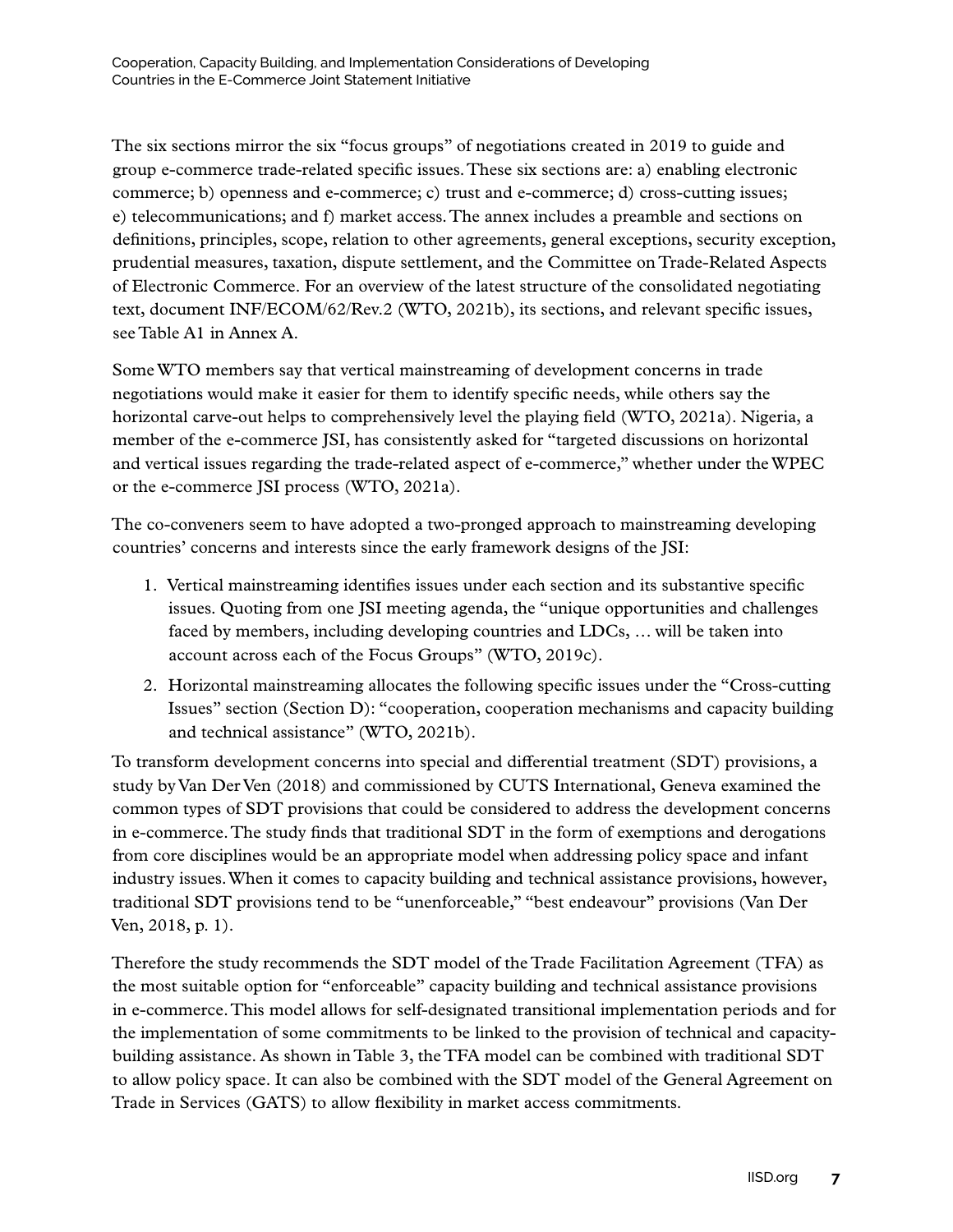The six sections mirror the six "focus groups" of negotiations created in 2019 to guide and group e-commerce trade-related specific issues. These six sections are: a) enabling electronic commerce; b) openness and e-commerce; c) trust and e-commerce; d) cross-cutting issues; e) telecommunications; and f) market access. The annex includes a preamble and sections on definitions, principles, scope, relation to other agreements, general exceptions, security exception, prudential measures, taxation, dispute settlement, and the Committee on Trade-Related Aspects of Electronic Commerce. For an overview of the latest structure of the consolidated negotiating text, document INF/ECOM/62/Rev.2 (WTO, 2021b), its sections, and relevant specific issues, see Table A1 in Annex A.

Some WTO members say that vertical mainstreaming of development concerns in trade negotiations would make it easier for them to identify specific needs, while others say the horizontal carve-out helps to comprehensively level the playing field (WTO, 2021a). Nigeria, a member of the e-commerce JSI, has consistently asked for "targeted discussions on horizontal and vertical issues regarding the trade-related aspect of e-commerce," whether under the WPEC or the e-commerce JSI process (WTO, 2021a).

The co-conveners seem to have adopted a two-pronged approach to mainstreaming developing countries' concerns and interests since the early framework designs of the JSI:

1. Vertical mainstreaming identifies issues under each section and its substantive specific issues. Quoting from one JSI meeting agenda, the "unique opportunities and challenges faced by members, including developing countries and LDCs, … will be taken into account across each of the Focus Groups" (WTO, 2019c).
2. Horizontal mainstreaming allocates the following specific issues under the "Cross-cutting Issues" section (Section D): "cooperation, cooperation mechanisms and capacity building and technical assistance" (WTO, 2021b).

To transform development concerns into special and differential treatment (SDT) provisions, a study by Van Der Ven (2018) and commissioned by CUTS International, Geneva examined the common types of SDT provisions that could be considered to address the development concerns in e-commerce. The study finds that traditional SDT in the form of exemptions and derogations from core disciplines would be an appropriate model when addressing policy space and infant industry issues. When it comes to capacity building and technical assistance provisions, however, traditional SDT provisions tend to be "unenforceable," "best endeavour" provisions (Van Der Ven, 2018, p. 1).

Therefore the study recommends the SDT model of the Trade Facilitation Agreement (TFA) as the most suitable option for "enforceable" capacity building and technical assistance provisions in e-commerce. This model allows for self-designated transitional implementation periods and for the implementation of some commitments to be linked to the provision of technical and capacity-building assistance. As shown in Table 3, the TFA model can be combined with traditional SDT to allow policy space. It can also be combined with the SDT model of the General Agreement on Trade in Services (GATS) to allow flexibility in market access commitments.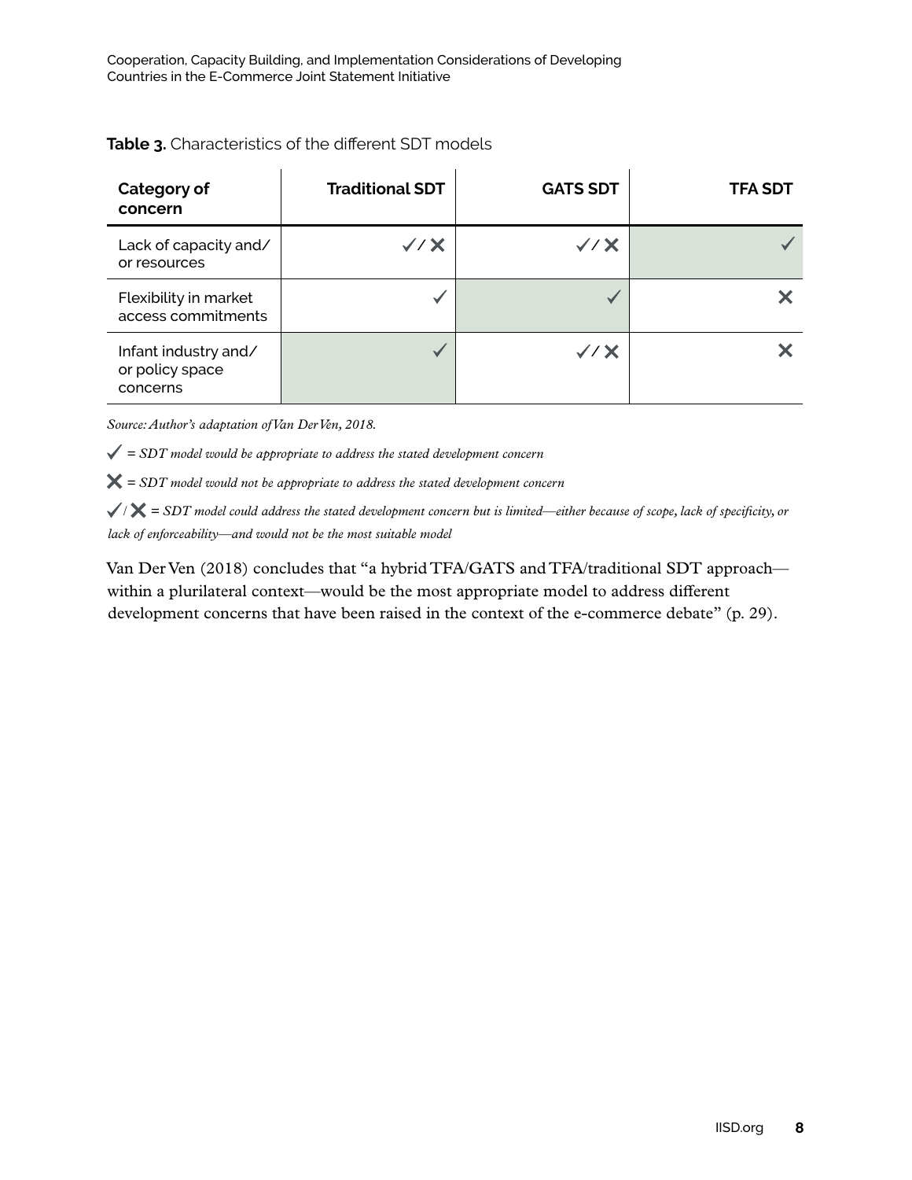**Table 3.** Characteristics of the different SDT models

| Category of concern | Traditional SDT | GATS SDT | TFA SDT |
|---|---|---|---|
| Lack of capacity and/or resources | ✓/✕ | ✓/✕ | ✓ |
| Flexibility in market access commitments | ✓ | ✓ | ✕ |
| Infant industry and/or policy space concerns | ✓ | ✓/✕ | ✕ |

*Source: Author's adaptation of Van Der Ven, 2018.*

✓ = *SDT model would be appropriate to address the stated development concern*

✕ = *SDT model would not be appropriate to address the stated development concern*

✓/✕ = *SDT model could address the stated development concern but is limited—either because of scope, lack of specificity, or lack of enforceability—and would not be the most suitable model*

Van Der Ven (2018) concludes that "a hybrid TFA/GATS and TFA/traditional SDT approach—within a plurilateral context—would be the most appropriate model to address different development concerns that have been raised in the context of the e-commerce debate" (p. 29).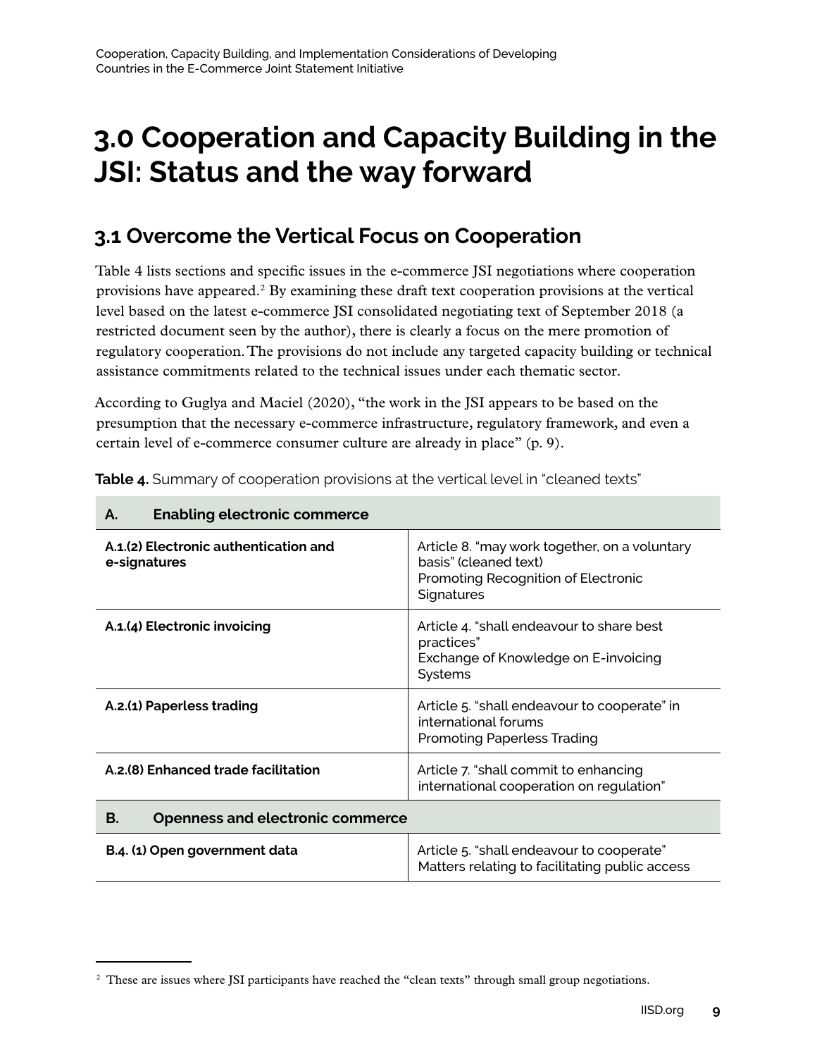# 3.0 Cooperation and Capacity Building in the JSI: Status and the way forward

## 3.1 Overcome the Vertical Focus on Cooperation

Table 4 lists sections and specific issues in the e-commerce JSI negotiations where cooperation provisions have appeared.[2] By examining these draft text cooperation provisions at the vertical level based on the latest e-commerce JSI consolidated negotiating text of September 2018 (a restricted document seen by the author), there is clearly a focus on the mere promotion of regulatory cooperation. The provisions do not include any targeted capacity building or technical assistance commitments related to the technical issues under each thematic sector.

According to Guglya and Maciel (2020), "the work in the JSI appears to be based on the presumption that the necessary e-commerce infrastructure, regulatory framework, and even a certain level of e-commerce consumer culture are already in place" (p. 9).

**Table 4.** Summary of cooperation provisions at the vertical level in "cleaned texts"

| **A. Enabling electronic commerce** | |
|---|---|
| **A.1.(2) Electronic authentication and e-signatures** | Article 8. "may work together, on a voluntary basis" (cleaned text)<br>Promoting Recognition of Electronic Signatures |
| **A.1.(4) Electronic invoicing** | Article 4. "shall endeavour to share best practices"<br>Exchange of Knowledge on E-invoicing Systems |
| **A.2.(1) Paperless trading** | Article 5. "shall endeavour to cooperate" in international forums<br>Promoting Paperless Trading |
| **A.2.(8) Enhanced trade facilitation** | Article 7. "shall commit to enhancing international cooperation on regulation" |
| **B. Openness and electronic commerce** | |
| **B.4. (1) Open government data** | Article 5. "shall endeavour to cooperate"<br>Matters relating to facilitating public access |

[2] These are issues where JSI participants have reached the "clean texts" through small group negotiations.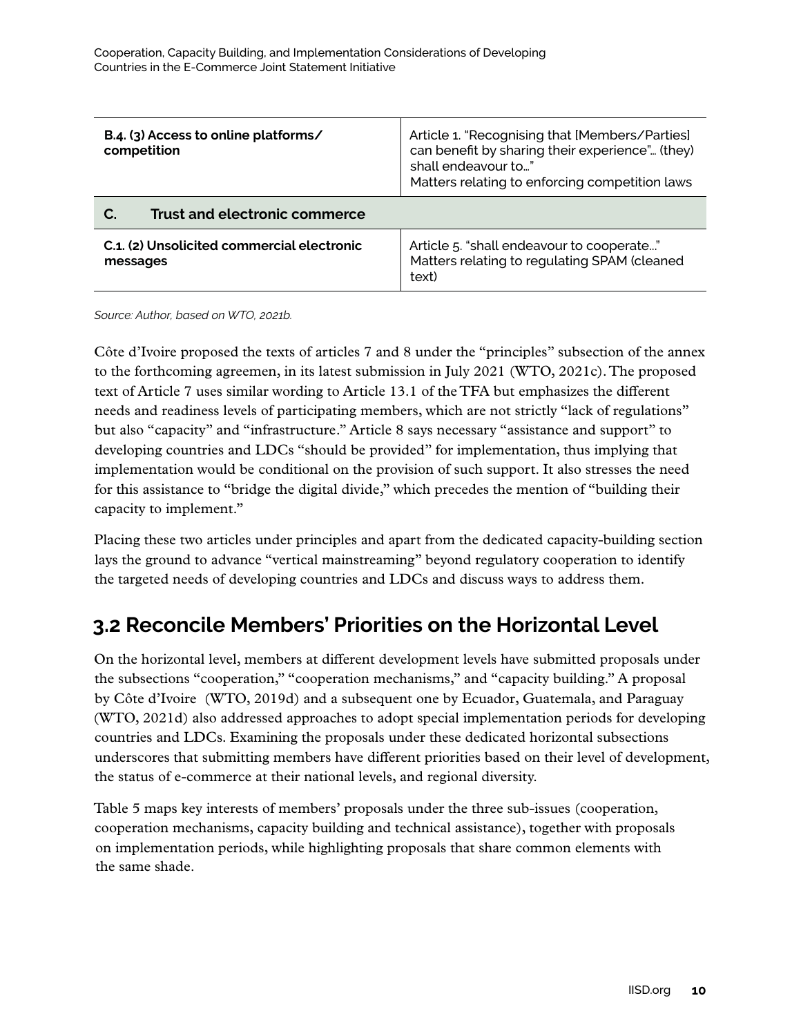| B.4. (3) Access to online platforms/ competition | Article 1. "Recognising that [Members/Parties] can benefit by sharing their experience"… (they) shall endeavour to…" Matters relating to enforcing competition laws |
| --- | --- |
| **C. Trust and electronic commerce** | |
| **C.1. (2) Unsolicited commercial electronic messages** | Article 5. "shall endeavour to cooperate…" Matters relating to regulating SPAM (cleaned text) |

*Source: Author, based on WTO, 2021b.*

Côte d'Ivoire proposed the texts of articles 7 and 8 under the "principles" subsection of the annex to the forthcoming agreemen, in its latest submission in July 2021 (WTO, 2021c). The proposed text of Article 7 uses similar wording to Article 13.1 of the TFA but emphasizes the different needs and readiness levels of participating members, which are not strictly "lack of regulations" but also "capacity" and "infrastructure." Article 8 says necessary "assistance and support" to developing countries and LDCs "should be provided" for implementation, thus implying that implementation would be conditional on the provision of such support. It also stresses the need for this assistance to "bridge the digital divide," which precedes the mention of "building their capacity to implement."

Placing these two articles under principles and apart from the dedicated capacity-building section lays the ground to advance "vertical mainstreaming" beyond regulatory cooperation to identify the targeted needs of developing countries and LDCs and discuss ways to address them.

## 3.2 Reconcile Members' Priorities on the Horizontal Level

On the horizontal level, members at different development levels have submitted proposals under the subsections "cooperation," "cooperation mechanisms," and "capacity building." A proposal by Côte d'Ivoire (WTO, 2019d) and a subsequent one by Ecuador, Guatemala, and Paraguay (WTO, 2021d) also addressed approaches to adopt special implementation periods for developing countries and LDCs. Examining the proposals under these dedicated horizontal subsections underscores that submitting members have different priorities based on their level of development, the status of e-commerce at their national levels, and regional diversity.

Table 5 maps key interests of members' proposals under the three sub-issues (cooperation, cooperation mechanisms, capacity building and technical assistance), together with proposals on implementation periods, while highlighting proposals that share common elements with the same shade.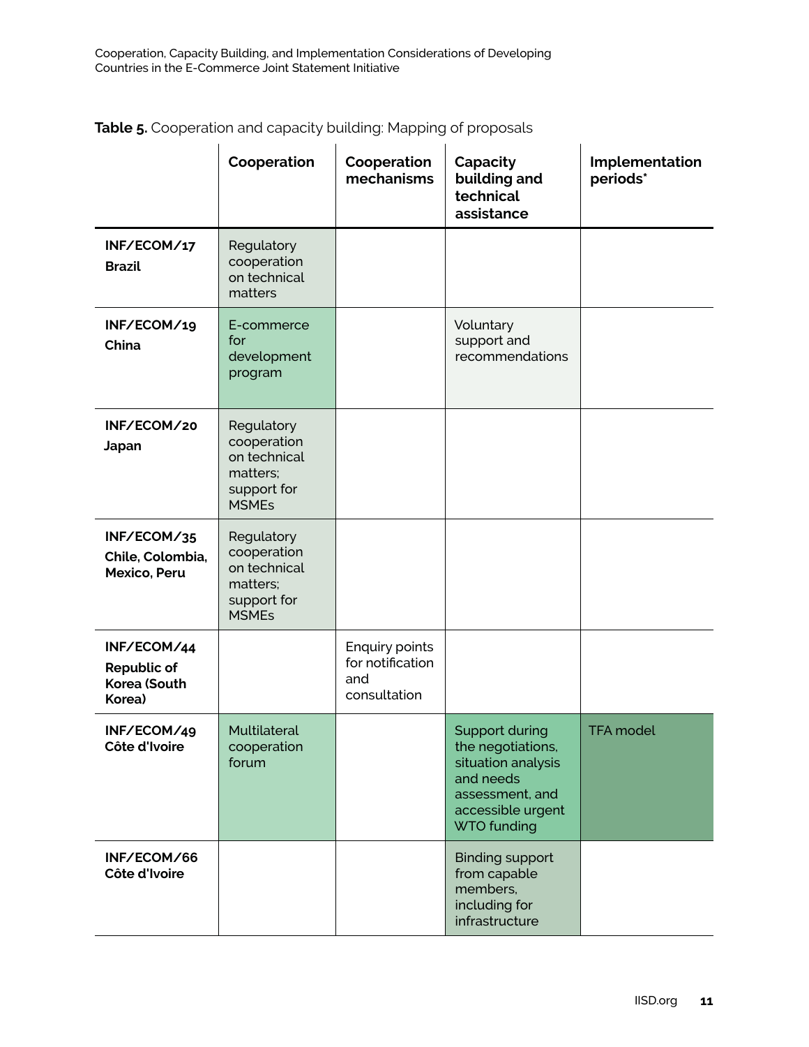**Table 5.** Cooperation and capacity building: Mapping of proposals

| | Cooperation | Cooperation mechanisms | Capacity building and technical assistance | Implementation periods* |
|---|---|---|---|---|
| **INF/ECOM/17** **Brazil** | Regulatory cooperation on technical matters | | | |
| **INF/ECOM/19** **China** | E-commerce for development program | | Voluntary support and recommendations | |
| **INF/ECOM/20** **Japan** | Regulatory cooperation on technical matters; support for MSMEs | | | |
| **INF/ECOM/35** **Chile, Colombia, Mexico, Peru** | Regulatory cooperation on technical matters; support for MSMEs | | | |
| **INF/ECOM/44** **Republic of Korea (South Korea)** | | Enquiry points for notification and consultation | | |
| **INF/ECOM/49** **Côte d'Ivoire** | Multilateral cooperation forum | | Support during the negotiations, situation analysis and needs assessment, and accessible urgent WTO funding | TFA model |
| **INF/ECOM/66** **Côte d'Ivoire** | | | Binding support from capable members, including for infrastructure | |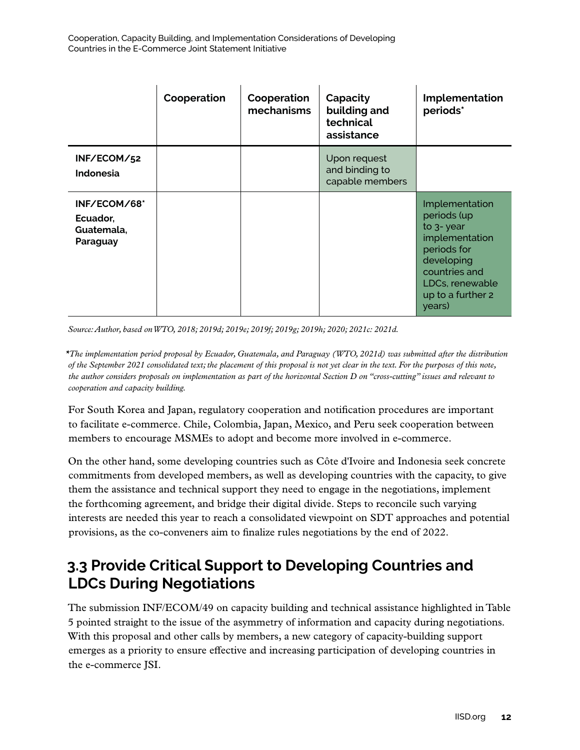| | Cooperation | Cooperation mechanisms | Capacity building and technical assistance | Implementation periods* |
|---|---|---|---|---|
| **INF/ECOM/52 Indonesia** | | | Upon request and binding to capable members | |
| **INF/ECOM/68* Ecuador, Guatemala, Paraguay** | | | | Implementation periods (up to 3- year implementation periods for developing countries and LDCs, renewable up to a further 2 years) |

*Source: Author, based on WTO, 2018; 2019d; 2019e; 2019f; 2019g; 2019h; 2020; 2021c: 2021d.*

**The implementation period proposal by Ecuador, Guatemala, and Paraguay (WTO, 2021d) was submitted after the distribution of the September 2021 consolidated text; the placement of this proposal is not yet clear in the text. For the purposes of this note, the author considers proposals on implementation as part of the horizontal Section D on "cross-cutting" issues and relevant to cooperation and capacity building.*

For South Korea and Japan, regulatory cooperation and notification procedures are important to facilitate e-commerce. Chile, Colombia, Japan, Mexico, and Peru seek cooperation between members to encourage MSMEs to adopt and become more involved in e-commerce.

On the other hand, some developing countries such as Côte d'Ivoire and Indonesia seek concrete commitments from developed members, as well as developing countries with the capacity, to give them the assistance and technical support they need to engage in the negotiations, implement the forthcoming agreement, and bridge their digital divide. Steps to reconcile such varying interests are needed this year to reach a consolidated viewpoint on SDT approaches and potential provisions, as the co-conveners aim to finalize rules negotiations by the end of 2022.

## 3.3 Provide Critical Support to Developing Countries and LDCs During Negotiations

The submission INF/ECOM/49 on capacity building and technical assistance highlighted in Table 5 pointed straight to the issue of the asymmetry of information and capacity during negotiations. With this proposal and other calls by members, a new category of capacity-building support emerges as a priority to ensure effective and increasing participation of developing countries in the e-commerce JSI.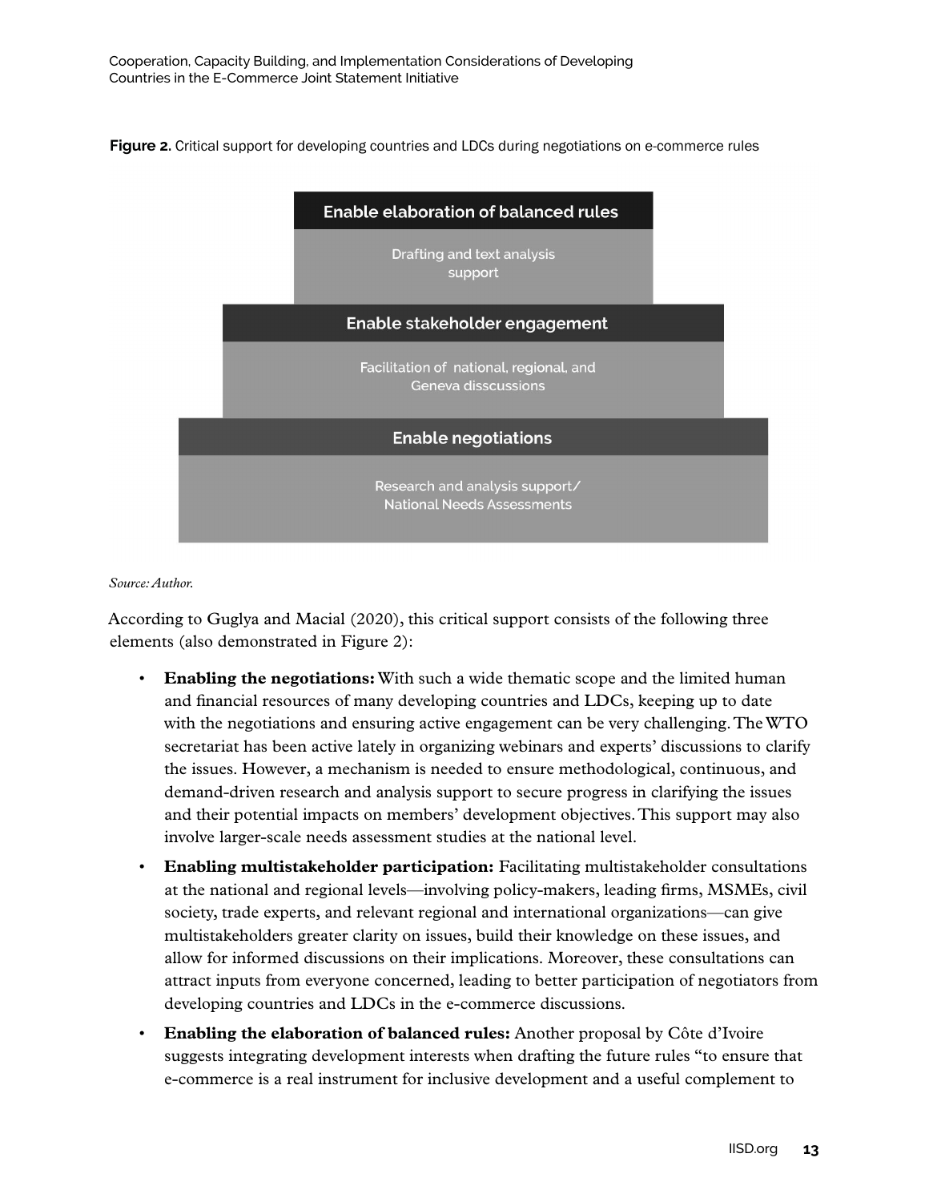**Figure 2.** Critical support for developing countries and LDCs during negotiations on e-commerce rules

**Enable elaboration of balanced rules**

Drafting and text analysis support

**Enable stakeholder engagement**

Facilitation of national, regional, and Geneva disscussions

**Enable negotiations**

Research and analysis support/ National Needs Assessments

*Source: Author.*

According to Guglya and Macial (2020), this critical support consists of the following three elements (also demonstrated in Figure 2):

- **Enabling the negotiations:** With such a wide thematic scope and the limited human and financial resources of many developing countries and LDCs, keeping up to date with the negotiations and ensuring active engagement can be very challenging. The WTO secretariat has been active lately in organizing webinars and experts' discussions to clarify the issues. However, a mechanism is needed to ensure methodological, continuous, and demand-driven research and analysis support to secure progress in clarifying the issues and their potential impacts on members' development objectives. This support may also involve larger-scale needs assessment studies at the national level.
- **Enabling multistakeholder participation:** Facilitating multistakeholder consultations at the national and regional levels—involving policy-makers, leading firms, MSMEs, civil society, trade experts, and relevant regional and international organizations—can give multistakeholders greater clarity on issues, build their knowledge on these issues, and allow for informed discussions on their implications. Moreover, these consultations can attract inputs from everyone concerned, leading to better participation of negotiators from developing countries and LDCs in the e-commerce discussions.
- **Enabling the elaboration of balanced rules:** Another proposal by Côte d'Ivoire suggests integrating development interests when drafting the future rules "to ensure that e-commerce is a real instrument for inclusive development and a useful complement to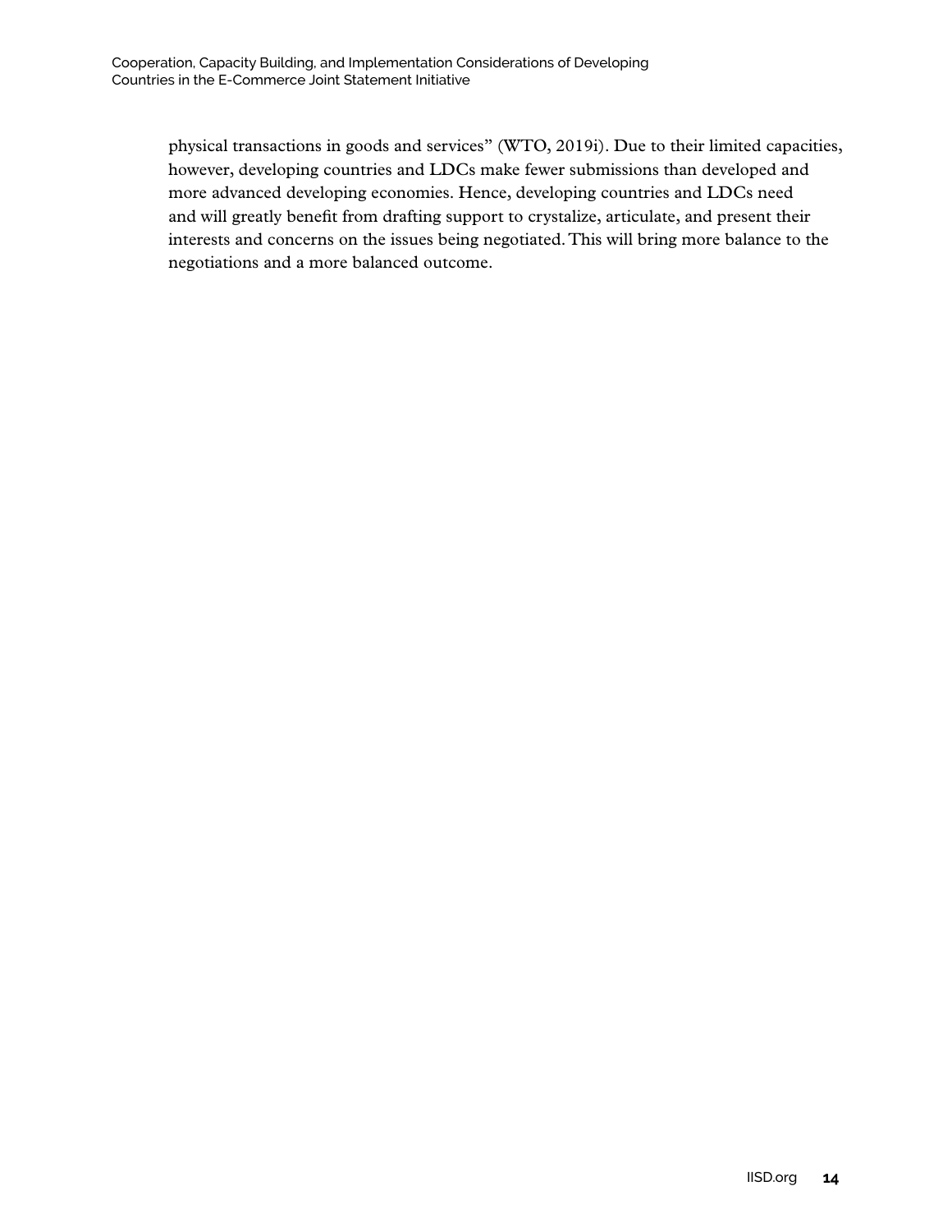physical transactions in goods and services" (WTO, 2019i). Due to their limited capacities, however, developing countries and LDCs make fewer submissions than developed and more advanced developing economies. Hence, developing countries and LDCs need and will greatly benefit from drafting support to crystalize, articulate, and present their interests and concerns on the issues being negotiated. This will bring more balance to the negotiations and a more balanced outcome.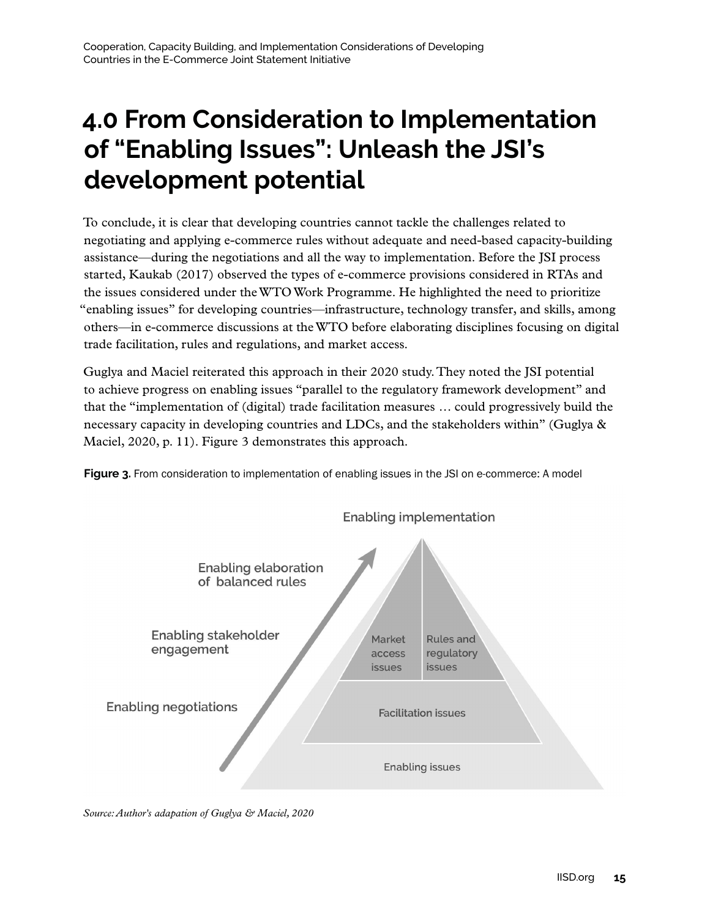# 4.0 From Consideration to Implementation of "Enabling Issues": Unleash the JSI's development potential

To conclude, it is clear that developing countries cannot tackle the challenges related to negotiating and applying e-commerce rules without adequate and need-based capacity-building assistance—during the negotiations and all the way to implementation. Before the JSI process started, Kaukab (2017) observed the types of e-commerce provisions considered in RTAs and the issues considered under the WTO Work Programme. He highlighted the need to prioritize "enabling issues" for developing countries—infrastructure, technology transfer, and skills, among others—in e-commerce discussions at the WTO before elaborating disciplines focusing on digital trade facilitation, rules and regulations, and market access.

Guglya and Maciel reiterated this approach in their 2020 study. They noted the JSI potential to achieve progress on enabling issues "parallel to the regulatory framework development" and that the "implementation of (digital) trade facilitation measures … could progressively build the necessary capacity in developing countries and LDCs, and the stakeholders within" (Guglya & Maciel, 2020, p. 11). Figure 3 demonstrates this approach.

**Figure 3.** From consideration to implementation of enabling issues in the JSI on e-commerce: A model

Enabling implementation

Enabling elaboration of balanced rules

Enabling stakeholder engagement

Enabling negotiations

Market access issues | Rules and regulatory issues

Facilitation issues

Enabling issues

*Source: Author's adapation of Guglya & Maciel, 2020*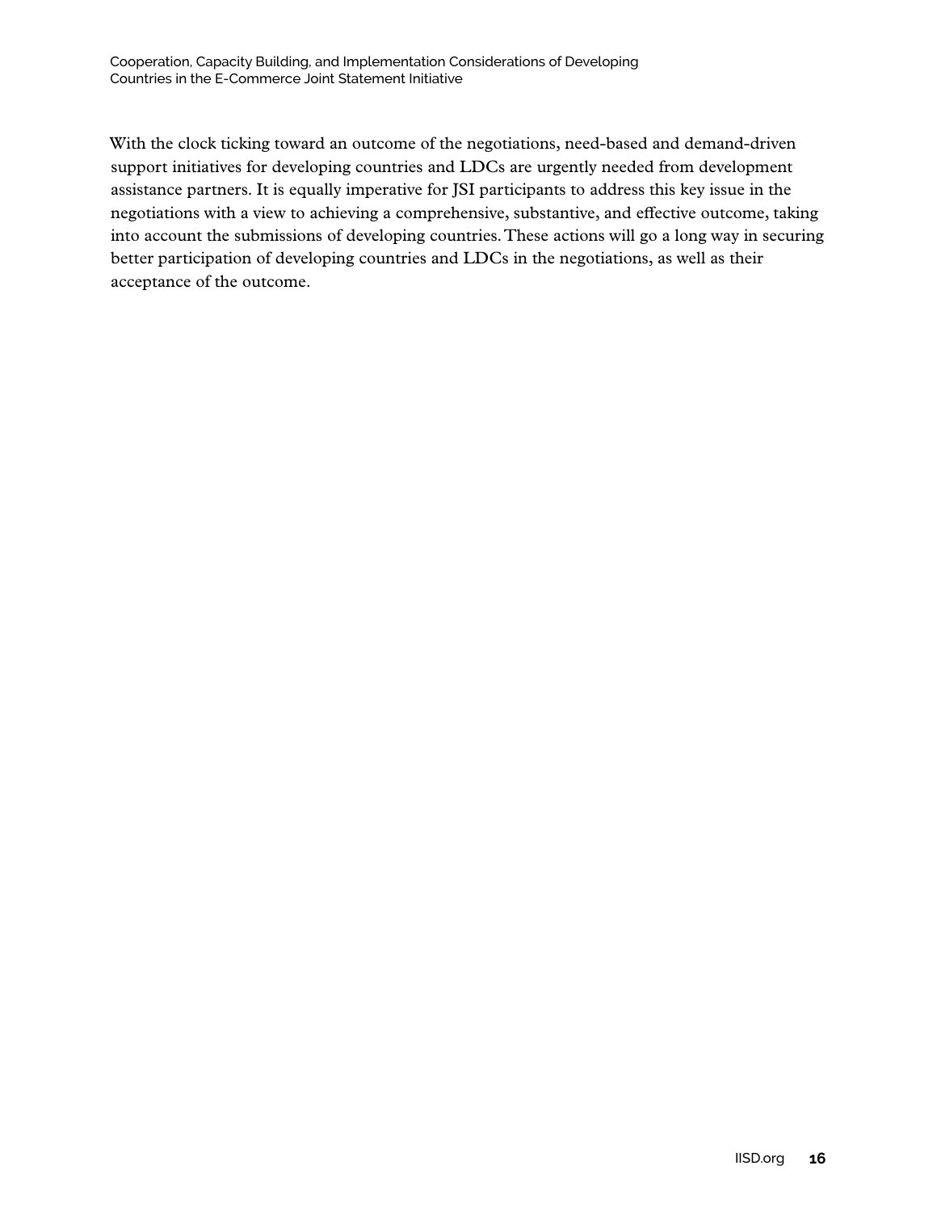With the clock ticking toward an outcome of the negotiations, need-based and demand-driven support initiatives for developing countries and LDCs are urgently needed from development assistance partners. It is equally imperative for JSI participants to address this key issue in the negotiations with a view to achieving a comprehensive, substantive, and effective outcome, taking into account the submissions of developing countries. These actions will go a long way in securing better participation of developing countries and LDCs in the negotiations, as well as their acceptance of the outcome.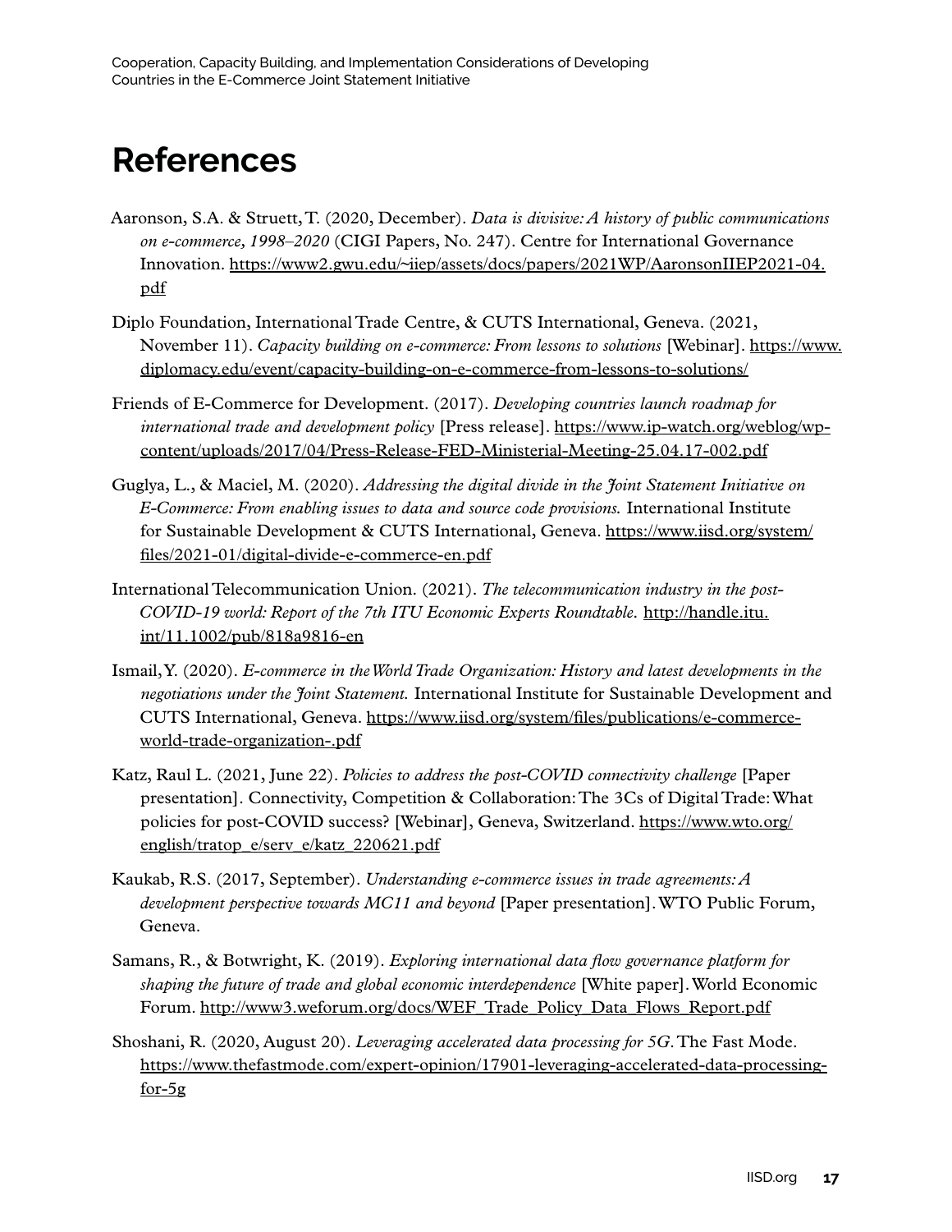# References

Aaronson, S.A. & Struett, T. (2020, December). *Data is divisive: A history of public communications on e-commerce, 1998–2020* (CIGI Papers, No. 247). Centre for International Governance Innovation. https://www2.gwu.edu/~iiep/assets/docs/papers/2021WP/AaronsonIIEP2021-04.pdf

Diplo Foundation, International Trade Centre, & CUTS International, Geneva. (2021, November 11). *Capacity building on e-commerce: From lessons to solutions* [Webinar]. https://www.diplomacy.edu/event/capacity-building-on-e-commerce-from-lessons-to-solutions/

Friends of E-Commerce for Development. (2017). *Developing countries launch roadmap for international trade and development policy* [Press release]. https://www.ip-watch.org/weblog/wp-content/uploads/2017/04/Press-Release-FED-Ministerial-Meeting-25.04.17-002.pdf

Guglya, L., & Maciel, M. (2020). *Addressing the digital divide in the Joint Statement Initiative on E-Commerce: From enabling issues to data and source code provisions.* International Institute for Sustainable Development & CUTS International, Geneva. https://www.iisd.org/system/files/2021-01/digital-divide-e-commerce-en.pdf

International Telecommunication Union. (2021). *The telecommunication industry in the post-COVID-19 world: Report of the 7th ITU Economic Experts Roundtable.* http://handle.itu.int/11.1002/pub/818a9816-en

Ismail, Y. (2020). *E-commerce in the World Trade Organization: History and latest developments in the negotiations under the Joint Statement.* International Institute for Sustainable Development and CUTS International, Geneva. https://www.iisd.org/system/files/publications/e-commerce-world-trade-organization-.pdf

Katz, Raul L. (2021, June 22). *Policies to address the post-COVID connectivity challenge* [Paper presentation]. Connectivity, Competition & Collaboration: The 3Cs of Digital Trade: What policies for post-COVID success? [Webinar], Geneva, Switzerland. https://www.wto.org/english/tratop_e/serv_e/katz_220621.pdf

Kaukab, R.S. (2017, September). *Understanding e-commerce issues in trade agreements: A development perspective towards MC11 and beyond* [Paper presentation]. WTO Public Forum, Geneva.

Samans, R., & Botwright, K. (2019). *Exploring international data flow governance platform for shaping the future of trade and global economic interdependence* [White paper]. World Economic Forum. http://www3.weforum.org/docs/WEF_Trade_Policy_Data_Flows_Report.pdf

Shoshani, R. (2020, August 20). *Leveraging accelerated data processing for 5G.* The Fast Mode. https://www.thefastmode.com/expert-opinion/17901-leveraging-accelerated-data-processing-for-5g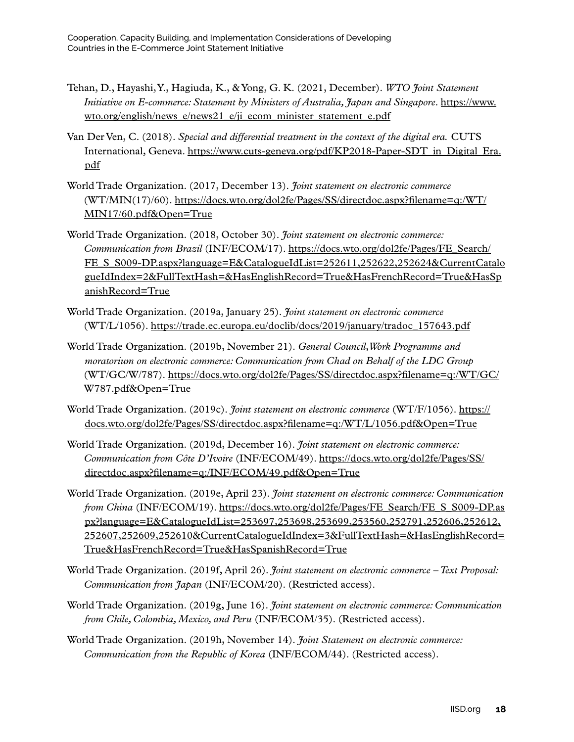Tehan, D., Hayashi, Y., Hagiuda, K., & Yong, G. K. (2021, December). *WTO Joint Statement Initiative on E-commerce: Statement by Ministers of Australia, Japan and Singapore*. https://www.wto.org/english/news_e/news21_e/ji_ecom_minister_statement_e.pdf

Van Der Ven, C. (2018). *Special and differential treatment in the context of the digital era.* CUTS International, Geneva. https://www.cuts-geneva.org/pdf/KP2018-Paper-SDT_in_Digital_Era.pdf

World Trade Organization. (2017, December 13). *Joint statement on electronic commerce* (WT/MIN(17)/60). https://docs.wto.org/dol2fe/Pages/SS/directdoc.aspx?filename=q:/WT/MIN17/60.pdf&Open=True

World Trade Organization. (2018, October 30). *Joint statement on electronic commerce: Communication from Brazil* (INF/ECOM/17). https://docs.wto.org/dol2fe/Pages/FE_Search/FE_S_S009-DP.aspx?language=E&CatalogueIdList=252611,252622,252624&CurrentCatalogueIdIndex=2&FullTextHash=&HasEnglishRecord=True&HasFrenchRecord=True&HasSpanishRecord=True

World Trade Organization. (2019a, January 25). *Joint statement on electronic commerce* (WT/L/1056). https://trade.ec.europa.eu/doclib/docs/2019/january/tradoc_157643.pdf

World Trade Organization. (2019b, November 21). *General Council, Work Programme and moratorium on electronic commerce: Communication from Chad on Behalf of the LDC Group* (WT/GC/W/787). https://docs.wto.org/dol2fe/Pages/SS/directdoc.aspx?filename=q:/WT/GC/W787.pdf&Open=True

World Trade Organization. (2019c). *Joint statement on electronic commerce* (WT/F/1056). https://docs.wto.org/dol2fe/Pages/SS/directdoc.aspx?filename=q:/WT/L/1056.pdf&Open=True

World Trade Organization. (2019d, December 16). *Joint statement on electronic commerce: Communication from Côte D'Ivoire* (INF/ECOM/49). https://docs.wto.org/dol2fe/Pages/SS/directdoc.aspx?filename=q:/INF/ECOM/49.pdf&Open=True

World Trade Organization. (2019e, April 23). *Joint statement on electronic commerce: Communication from China* (INF/ECOM/19). https://docs.wto.org/dol2fe/Pages/FE_Search/FE_S_S009-DP.aspx?language=E&CatalogueIdList=253697,253698,253699,253560,252791,252606,252612,252607,252609,252610&CurrentCatalogueIdIndex=3&FullTextHash=&HasEnglishRecord=True&HasFrenchRecord=True&HasSpanishRecord=True

World Trade Organization. (2019f, April 26). *Joint statement on electronic commerce – Text Proposal: Communication from Japan* (INF/ECOM/20). (Restricted access).

World Trade Organization. (2019g, June 16). *Joint statement on electronic commerce: Communication from Chile, Colombia, Mexico, and Peru* (INF/ECOM/35). (Restricted access).

World Trade Organization. (2019h, November 14). *Joint Statement on electronic commerce: Communication from the Republic of Korea* (INF/ECOM/44). (Restricted access).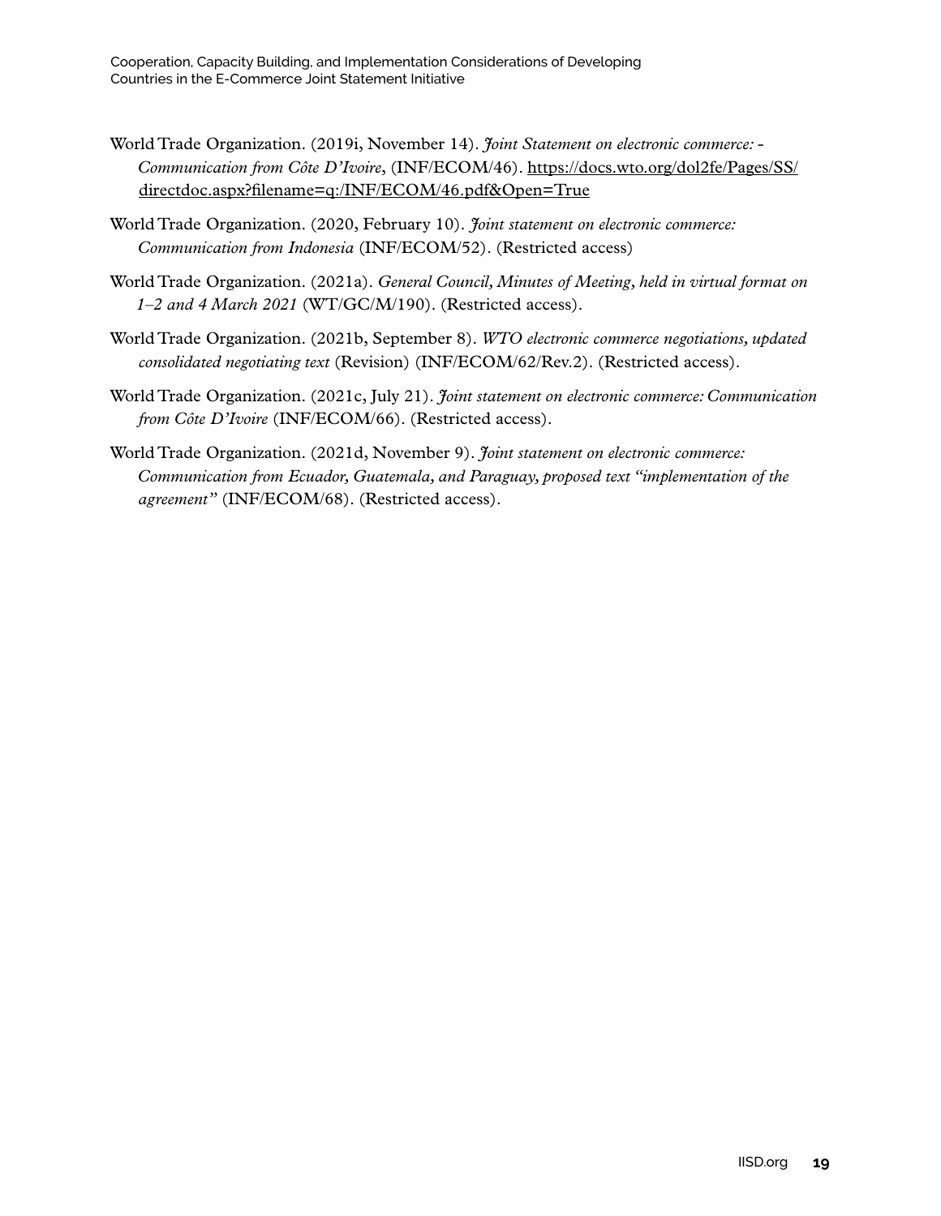World Trade Organization. (2019i, November 14). *Joint Statement on electronic commerce: - Communication from Côte D'Ivoire*, (INF/ECOM/46). https://docs.wto.org/dol2fe/Pages/SS/directdoc.aspx?filename=q:/INF/ECOM/46.pdf&Open=True

World Trade Organization. (2020, February 10). *Joint statement on electronic commerce: Communication from Indonesia* (INF/ECOM/52). (Restricted access)

World Trade Organization. (2021a). *General Council, Minutes of Meeting, held in virtual format on 1–2 and 4 March 2021* (WT/GC/M/190). (Restricted access).

World Trade Organization. (2021b, September 8). *WTO electronic commerce negotiations, updated consolidated negotiating text* (Revision) (INF/ECOM/62/Rev.2). (Restricted access).

World Trade Organization. (2021c, July 21). *Joint statement on electronic commerce: Communication from Côte D'Ivoire* (INF/ECOM/66). (Restricted access).

World Trade Organization. (2021d, November 9). *Joint statement on electronic commerce: Communication from Ecuador, Guatemala, and Paraguay, proposed text "implementation of the agreement"* (INF/ECOM/68). (Restricted access).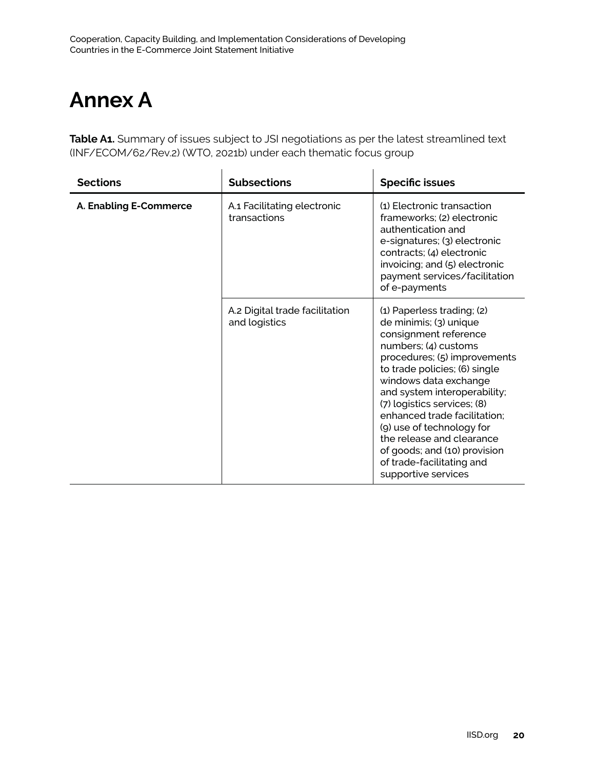# Annex A

**Table A1.** Summary of issues subject to JSI negotiations as per the latest streamlined text (INF/ECOM/62/Rev.2) (WTO, 2021b) under each thematic focus group

| Sections | Subsections | Specific issues |
|---|---|---|
| **A. Enabling E-Commerce** | A.1 Facilitating electronic transactions | (1) Electronic transaction frameworks; (2) electronic authentication and e-signatures; (3) electronic contracts; (4) electronic invoicing; and (5) electronic payment services/facilitation of e-payments |
| | A.2 Digital trade facilitation and logistics | (1) Paperless trading; (2) de minimis; (3) unique consignment reference numbers; (4) customs procedures; (5) improvements to trade policies; (6) single windows data exchange and system interoperability; (7) logistics services; (8) enhanced trade facilitation; (9) use of technology for the release and clearance of goods; and (10) provision of trade-facilitating and supportive services |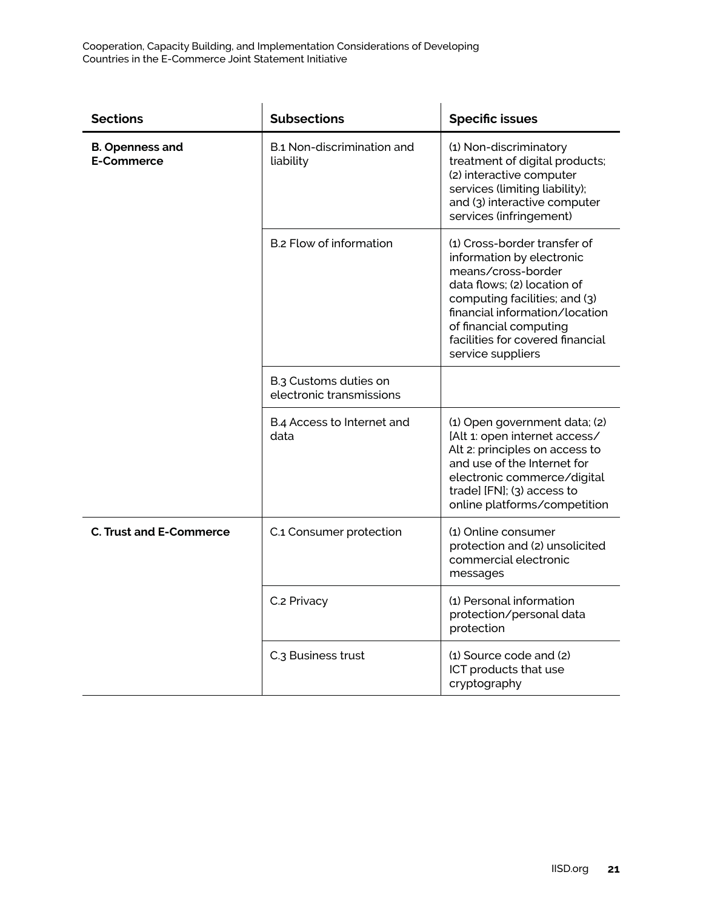| Sections | Subsections | Specific issues |
|---|---|---|
| **B. Openness and E-Commerce** | B.1 Non-discrimination and liability | (1) Non-discriminatory treatment of digital products; (2) interactive computer services (limiting liability); and (3) interactive computer services (infringement) |
| | B.2 Flow of information | (1) Cross-border transfer of information by electronic means/cross-border data flows; (2) location of computing facilities; and (3) financial information/location of financial computing facilities for covered financial service suppliers |
| | B.3 Customs duties on electronic transmissions | |
| | B.4 Access to Internet and data | (1) Open government data; (2) [Alt 1: open internet access/ Alt 2: principles on access to and use of the Internet for electronic commerce/digital trade] [FN]; (3) access to online platforms/competition |
| **C. Trust and E-Commerce** | C.1 Consumer protection | (1) Online consumer protection and (2) unsolicited commercial electronic messages |
| | C.2 Privacy | (1) Personal information protection/personal data protection |
| | C.3 Business trust | (1) Source code and (2) ICT products that use cryptography |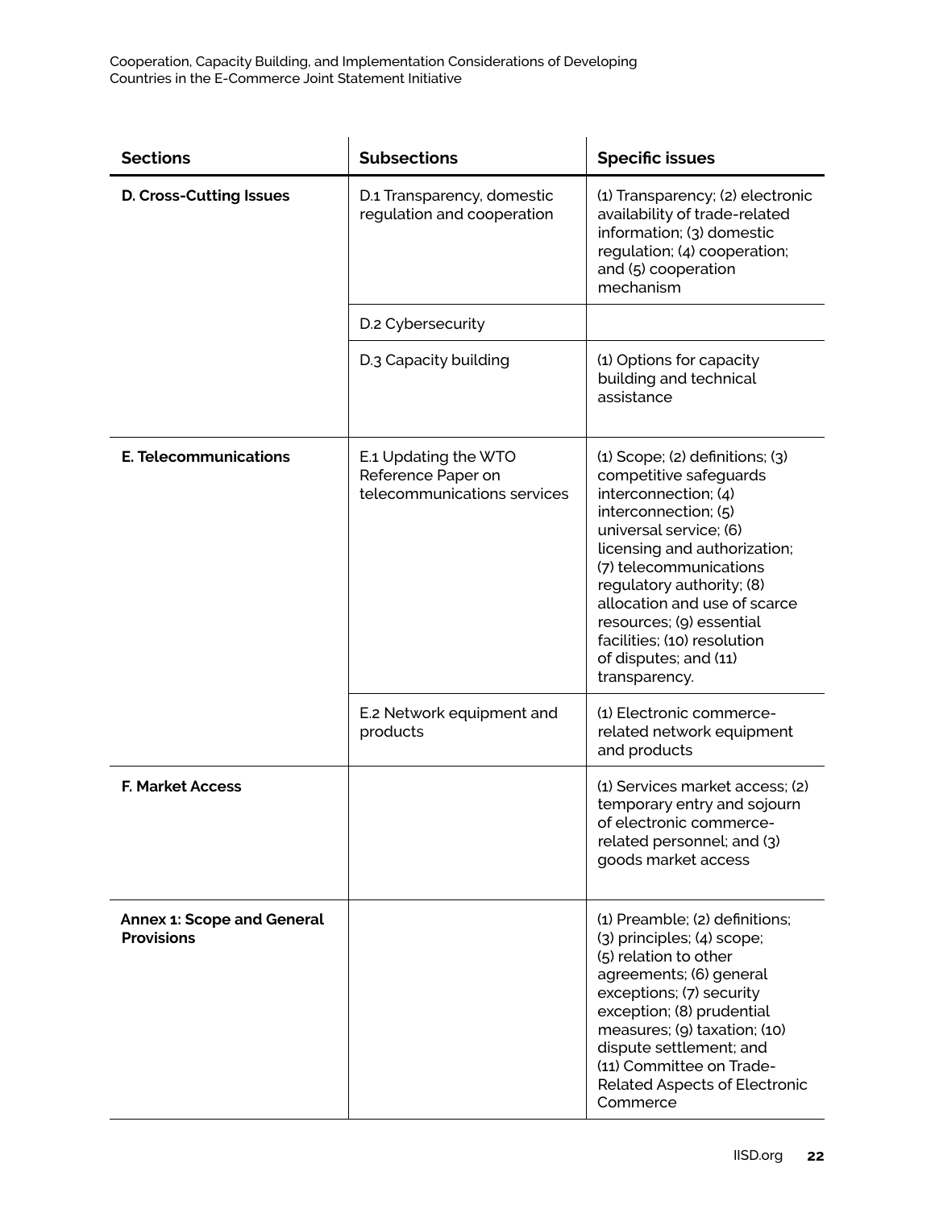| Sections | Subsections | Specific issues |
|---|---|---|
| **D. Cross-Cutting Issues** | D.1 Transparency, domestic regulation and cooperation | (1) Transparency; (2) electronic availability of trade-related information; (3) domestic regulation; (4) cooperation; and (5) cooperation mechanism |
| | D.2 Cybersecurity | |
| | D.3 Capacity building | (1) Options for capacity building and technical assistance |
| **E. Telecommunications** | E.1 Updating the WTO Reference Paper on telecommunications services | (1) Scope; (2) definitions; (3) competitive safeguards interconnection; (4) interconnection; (5) universal service; (6) licensing and authorization; (7) telecommunications regulatory authority; (8) allocation and use of scarce resources; (9) essential facilities; (10) resolution of disputes; and (11) transparency. |
| | E.2 Network equipment and products | (1) Electronic commerce-related network equipment and products |
| **F. Market Access** | | (1) Services market access; (2) temporary entry and sojourn of electronic commerce-related personnel; and (3) goods market access |
| **Annex 1: Scope and General Provisions** | | (1) Preamble; (2) definitions; (3) principles; (4) scope; (5) relation to other agreements; (6) general exceptions; (7) security exception; (8) prudential measures; (9) taxation; (10) dispute settlement; and (11) Committee on Trade-Related Aspects of Electronic Commerce |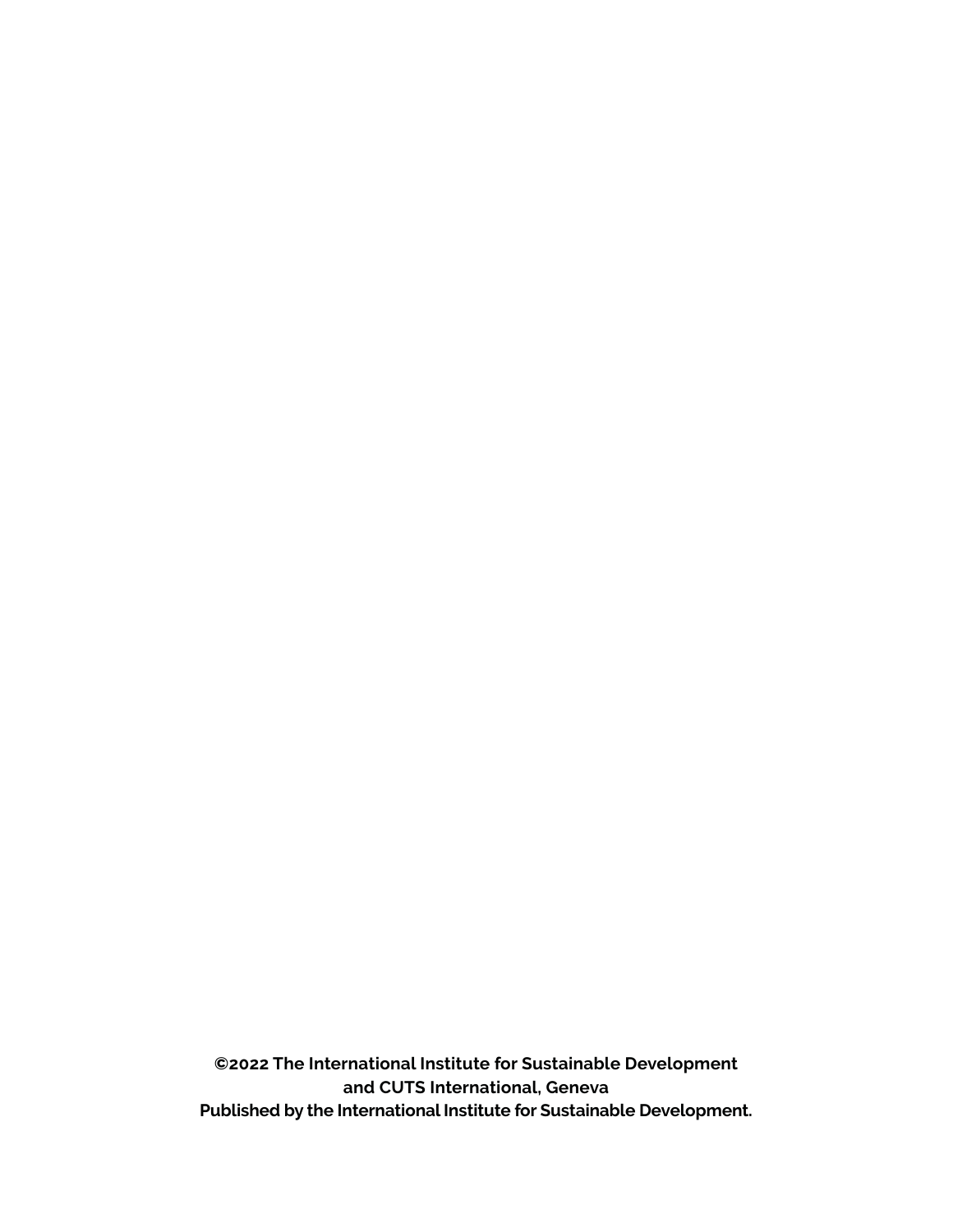**©2022 The International Institute for Sustainable Development and CUTS International, Geneva**

**Published by the International Institute for Sustainable Development.**